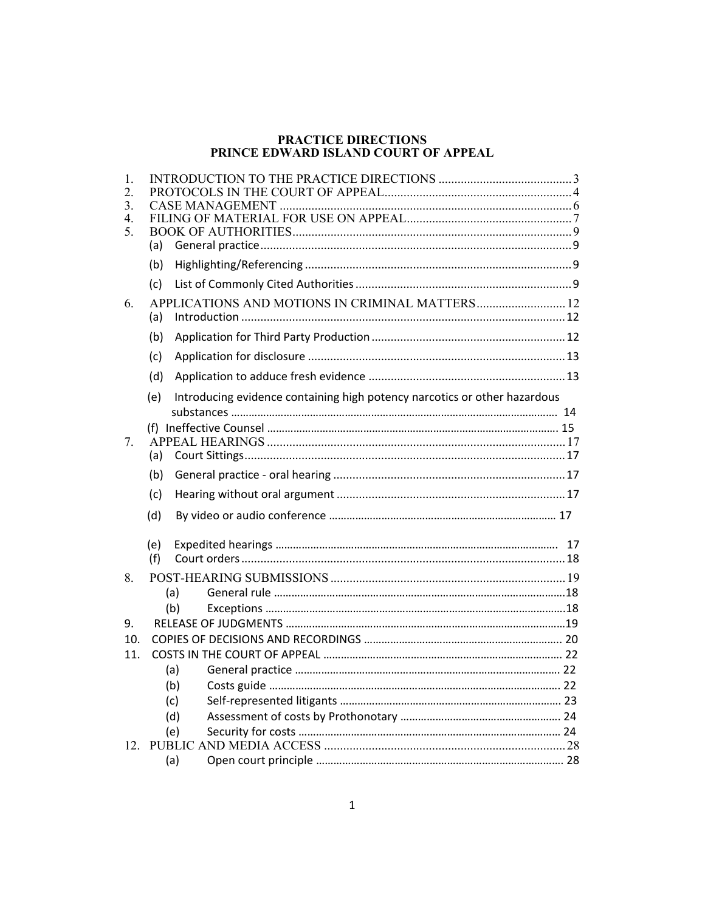# PRACTICE DIRECTIONS
# PRINCE EDWARD ISLAND COURT OF APPEAL

1. INTRODUCTION TO THE PRACTICE DIRECTIONS .......................................... 3
2. PROTOCOLS IN THE COURT OF APPEAL.......................................................... 4
3. CASE MANAGEMENT ........................................................................................... 6
4. FILING OF MATERIAL FOR USE ON APPEAL.................................................... 7
5. BOOK OF AUTHORITIES....................................................................................... 9
   - (a) General practice.................................................................................................. 9
   - (b) Highlighting/Referencing .................................................................................... 9
   - (c) List of Commonly Cited Authorities .................................................................... 9
6. APPLICATIONS AND MOTIONS IN CRIMINAL MATTERS............................ 12
   - (a) Introduction ...................................................................................................... 12
   - (b) Application for Third Party Production ............................................................. 12
   - (c) Application for disclosure ................................................................................. 13
   - (d) Application to adduce fresh evidence .............................................................. 13
   - (e) Introducing evidence containing high potency narcotics or other hazardous substances ............................................................................................................. 14
   - (f) Ineffective Counsel ............................................................................................ 15
7. APPEAL HEARINGS .............................................................................................. 17
   - (a) Court Sittings..................................................................................................... 17
   - (b) General practice - oral hearing ......................................................................... 17
   - (c) Hearing without oral argument ........................................................................ 17
   - (d) By video or audio conference ........................................................................... 17
   - (e) Expedited hearings ............................................................................................ 17
   - (f) Court orders....................................................................................................... 18
8. POST-HEARING SUBMISSIONS .......................................................................... 19
   - (a) General rule ....................................................................................................... 18
   - (b) Exceptions ......................................................................................................... 18
9. RELEASE OF JUDGMENTS .................................................................................. 19
10. COPIES OF DECISIONS AND RECORDINGS .................................................... 20
11. COSTS IN THE COURT OF APPEAL ................................................................... 22
    - (a) General practice ................................................................................................ 22
    - (b) Costs guide ........................................................................................................ 22
    - (c) Self-represented litigants ................................................................................... 23
    - (d) Assessment of costs by Prothonotary ................................................................ 24
    - (e) Security for costs ............................................................................................... 24
12. PUBLIC AND MEDIA ACCESS ............................................................................ 28
    - (a) Open court principle ......................................................................................... 28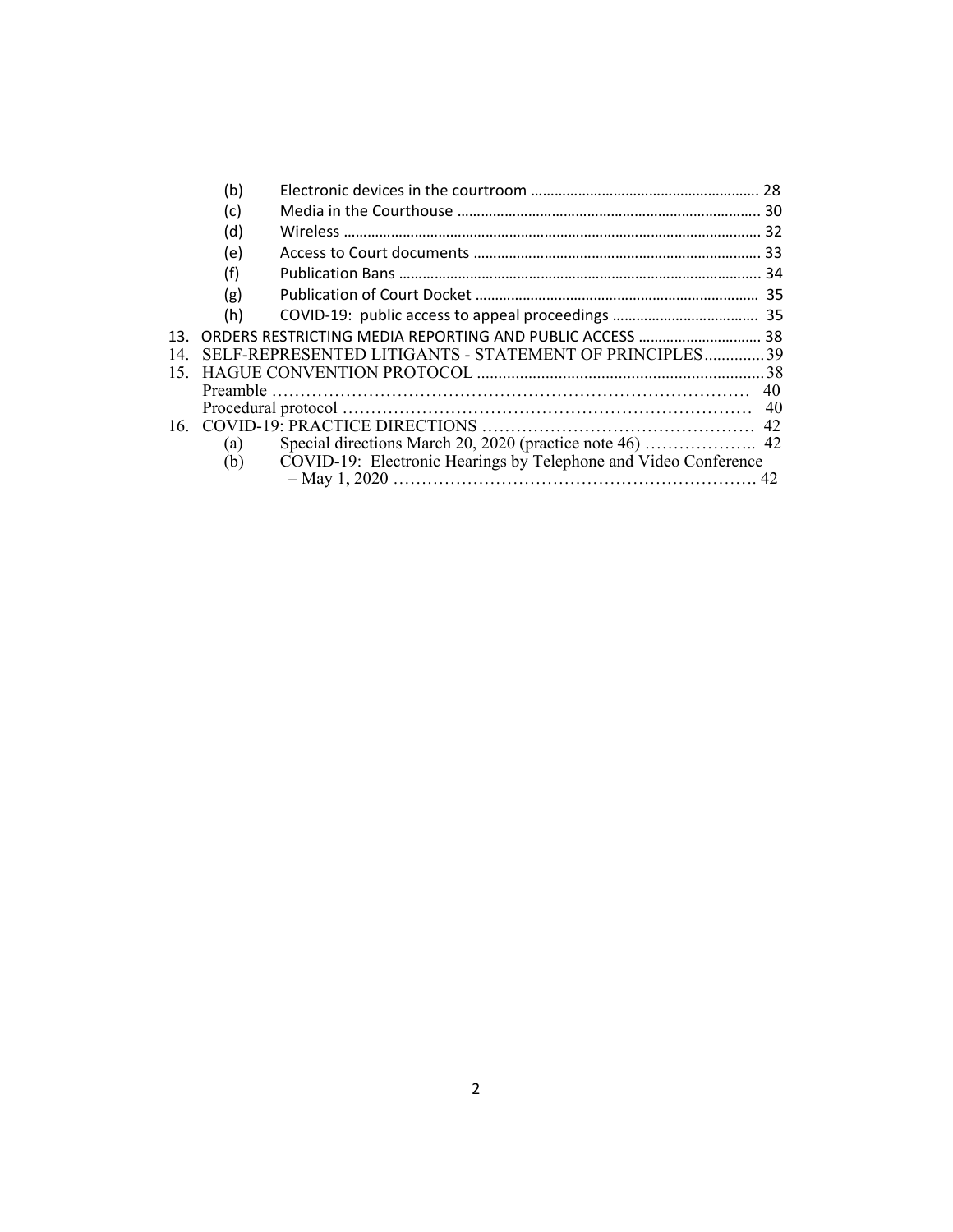(b) Electronic devices in the courtroom .......................................................... 28
(c) Media in the Courthouse ............................................................................ 30
(d) Wireless ....................................................................................................... 32
(e) Access to Court documents ........................................................................ 33
(f) Publication Bans .......................................................................................... 34
(g) Publication of Court Docket ....................................................................... 35
(h) COVID-19: public access to appeal proceedings ..................................... 35

13. ORDERS RESTRICTING MEDIA REPORTING AND PUBLIC ACCESS ............................... 38
14. SELF-REPRESENTED LITIGANTS - STATEMENT OF PRINCIPLES .............. 39
15. HAGUE CONVENTION PROTOCOL ..................................................................... 38
    Preamble ................................................................................................... 40
    Procedural protocol .................................................................................... 40
16. COVID-19: PRACTICE DIRECTIONS ................................................ 42
(a) Special directions March 20, 2020 (practice note 46) .................... 42
(b) COVID-19: Electronic Hearings by Telephone and Video Conference – May 1, 2020 ................................................................ 42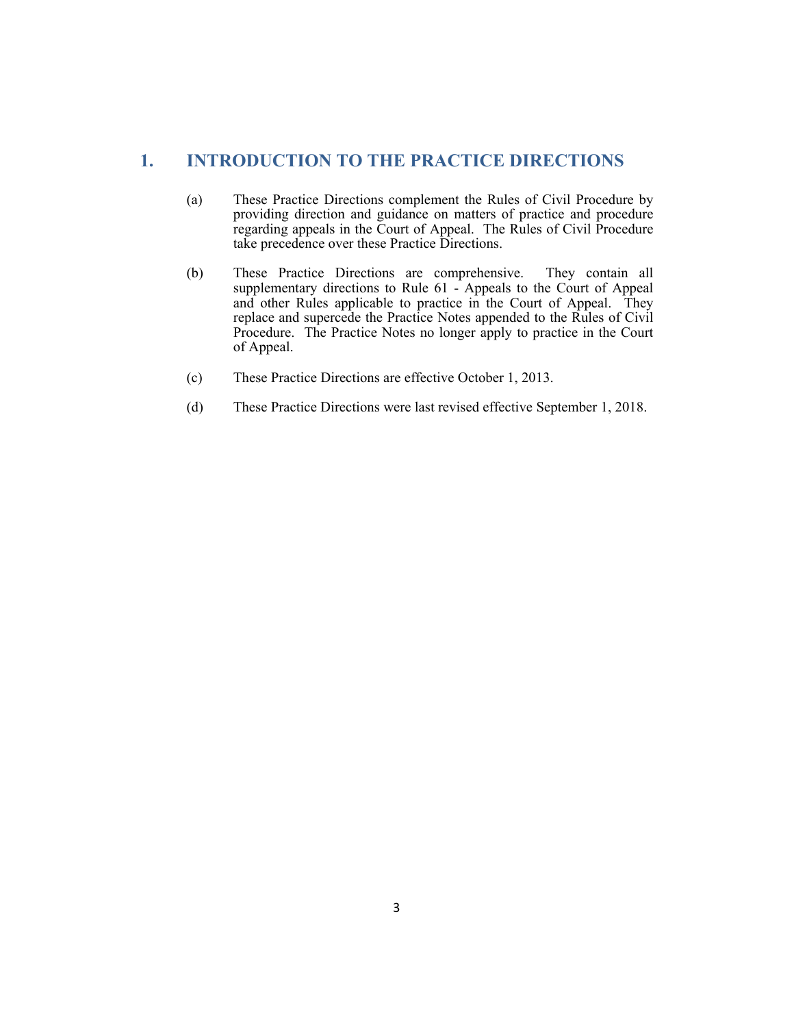## 1. INTRODUCTION TO THE PRACTICE DIRECTIONS

(a) These Practice Directions complement the Rules of Civil Procedure by providing direction and guidance on matters of practice and procedure regarding appeals in the Court of Appeal. The Rules of Civil Procedure take precedence over these Practice Directions.

(b) These Practice Directions are comprehensive. They contain all supplementary directions to Rule 61 - Appeals to the Court of Appeal and other Rules applicable to practice in the Court of Appeal. They replace and supercede the Practice Notes appended to the Rules of Civil Procedure. The Practice Notes no longer apply to practice in the Court of Appeal.

(c) These Practice Directions are effective October 1, 2013.

(d) These Practice Directions were last revised effective September 1, 2018.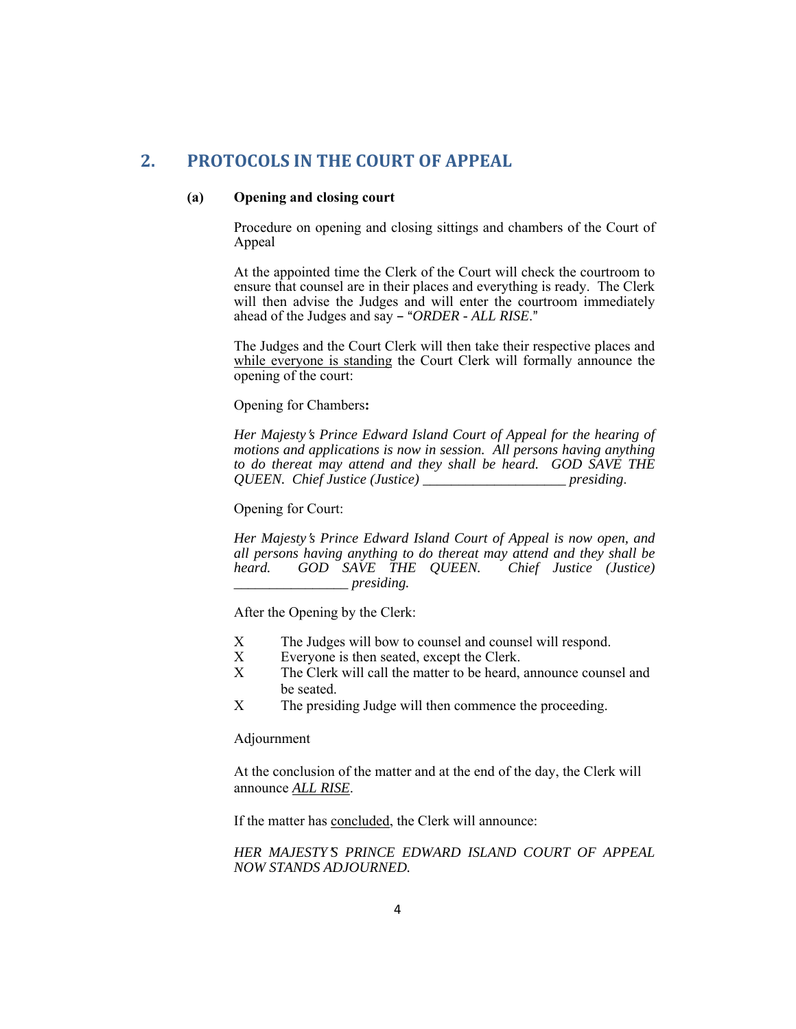## 2. PROTOCOLS IN THE COURT OF APPEAL

### (a) Opening and closing court

Procedure on opening and closing sittings and chambers of the Court of Appeal

At the appointed time the Clerk of the Court will check the courtroom to ensure that counsel are in their places and everything is ready. The Clerk will then advise the Judges and will enter the courtroom immediately ahead of the Judges and say – "*ORDER - ALL RISE*."

The Judges and the Court Clerk will then take their respective places and <u>while everyone is standing</u> the Court Clerk will formally announce the opening of the court:

Opening for Chambers**:**

*Her Majesty's Prince Edward Island Court of Appeal for the hearing of motions and applications is now in session. All persons having anything to do thereat may attend and they shall be heard. GOD SAVE THE QUEEN. Chief Justice (Justice) ____________________ presiding.*

Opening for Court:

*Her Majesty's Prince Edward Island Court of Appeal is now open, and all persons having anything to do thereat may attend and they shall be heard. GOD SAVE THE QUEEN. Chief Justice (Justice) ________________ presiding.*

After the Opening by the Clerk:

- The Judges will bow to counsel and counsel will respond.
- Everyone is then seated, except the Clerk.
- The Clerk will call the matter to be heard, announce counsel and be seated.
- The presiding Judge will then commence the proceeding.

Adjournment

At the conclusion of the matter and at the end of the day, the Clerk will announce <u>*ALL RISE*</u>.

If the matter has <u>concluded</u>, the Clerk will announce:

*HER MAJESTY'S PRINCE EDWARD ISLAND COURT OF APPEAL NOW STANDS ADJOURNED.*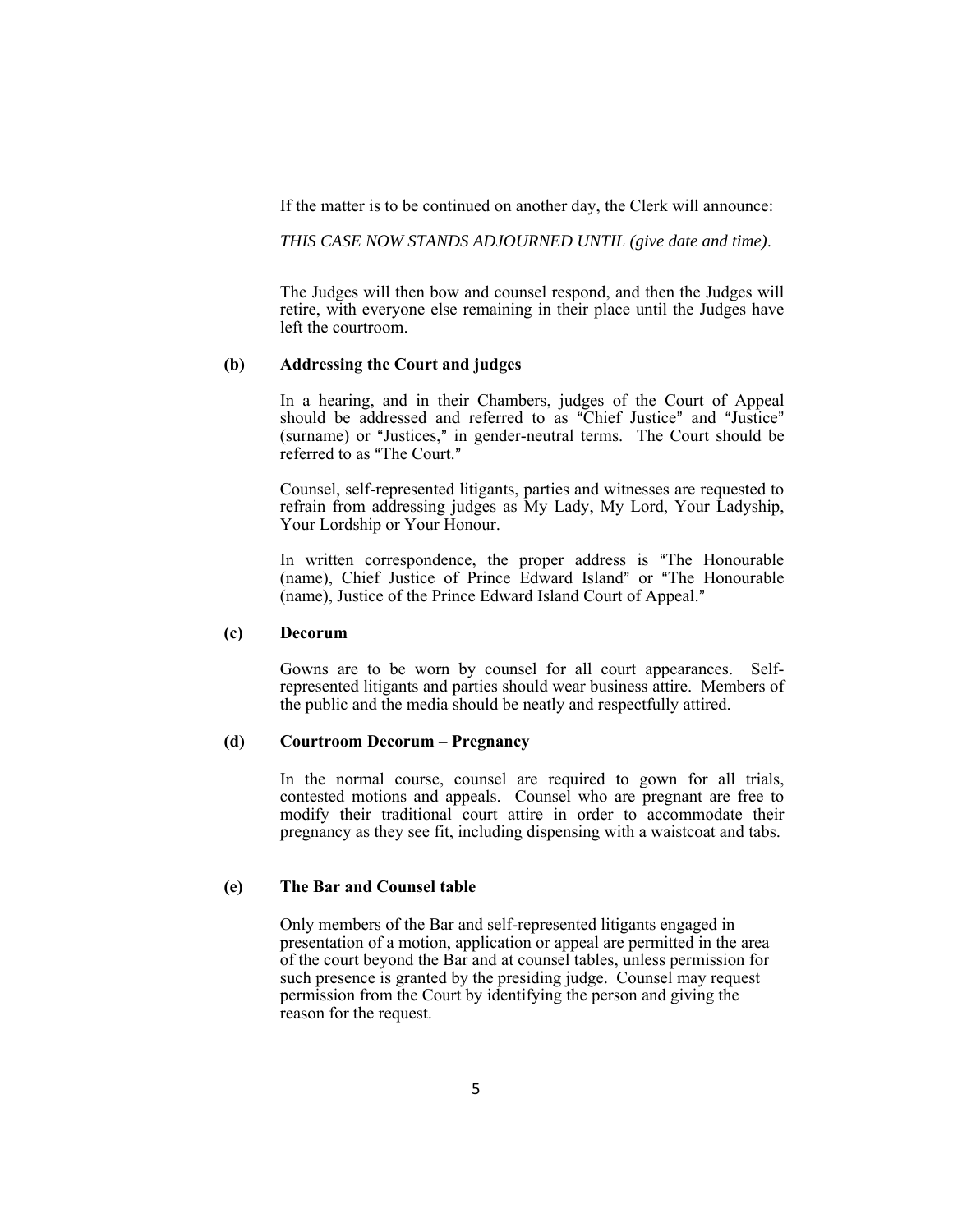If the matter is to be continued on another day, the Clerk will announce:

*THIS CASE NOW STANDS ADJOURNED UNTIL (give date and time)*.

The Judges will then bow and counsel respond, and then the Judges will retire, with everyone else remaining in their place until the Judges have left the courtroom.

**(b) Addressing the Court and judges**

In a hearing, and in their Chambers, judges of the Court of Appeal should be addressed and referred to as "Chief Justice" and "Justice" (surname) or "Justices," in gender-neutral terms. The Court should be referred to as "The Court."

Counsel, self-represented litigants, parties and witnesses are requested to refrain from addressing judges as My Lady, My Lord, Your Ladyship, Your Lordship or Your Honour.

In written correspondence, the proper address is "The Honourable (name), Chief Justice of Prince Edward Island" or "The Honourable (name), Justice of the Prince Edward Island Court of Appeal."

**(c) Decorum**

Gowns are to be worn by counsel for all court appearances. Self-represented litigants and parties should wear business attire. Members of the public and the media should be neatly and respectfully attired.

**(d) Courtroom Decorum – Pregnancy**

In the normal course, counsel are required to gown for all trials, contested motions and appeals. Counsel who are pregnant are free to modify their traditional court attire in order to accommodate their pregnancy as they see fit, including dispensing with a waistcoat and tabs.

**(e) The Bar and Counsel table**

Only members of the Bar and self-represented litigants engaged in presentation of a motion, application or appeal are permitted in the area of the court beyond the Bar and at counsel tables, unless permission for such presence is granted by the presiding judge. Counsel may request permission from the Court by identifying the person and giving the reason for the request.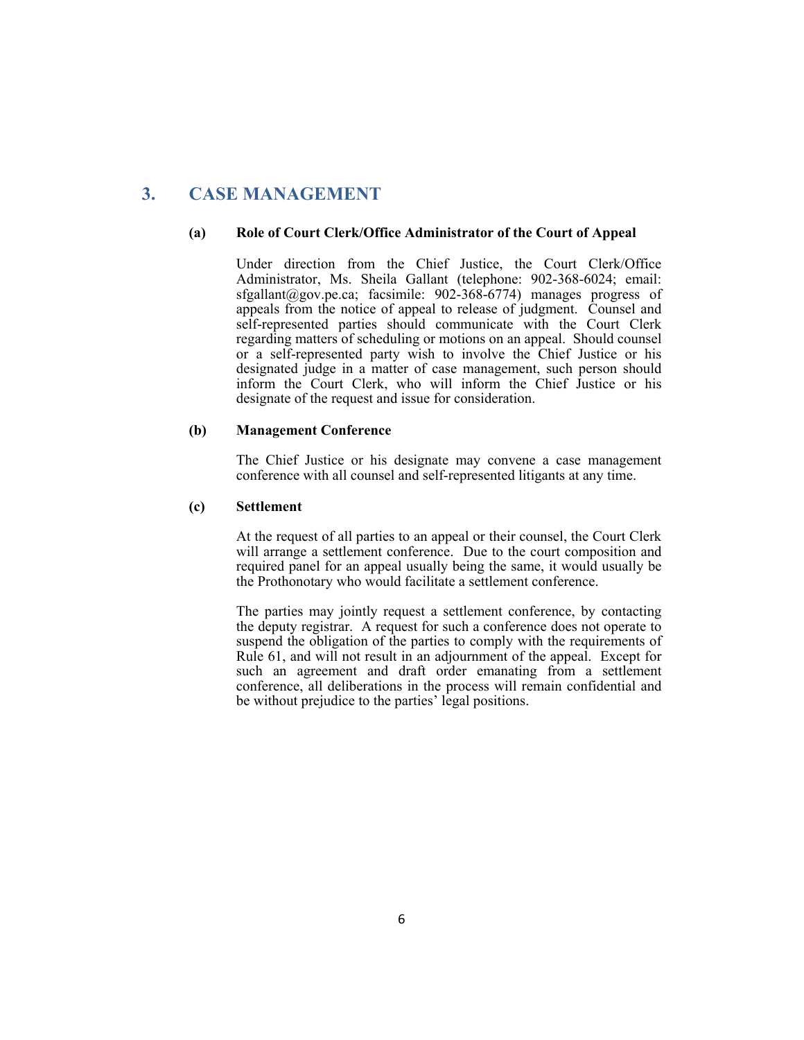## 3. CASE MANAGEMENT

### (a) Role of Court Clerk/Office Administrator of the Court of Appeal

Under direction from the Chief Justice, the Court Clerk/Office Administrator, Ms. Sheila Gallant (telephone: 902-368-6024; email: sfgallant@gov.pe.ca; facsimile: 902-368-6774) manages progress of appeals from the notice of appeal to release of judgment. Counsel and self-represented parties should communicate with the Court Clerk regarding matters of scheduling or motions on an appeal. Should counsel or a self-represented party wish to involve the Chief Justice or his designated judge in a matter of case management, such person should inform the Court Clerk, who will inform the Chief Justice or his designate of the request and issue for consideration.

### (b) Management Conference

The Chief Justice or his designate may convene a case management conference with all counsel and self-represented litigants at any time.

### (c) Settlement

At the request of all parties to an appeal or their counsel, the Court Clerk will arrange a settlement conference. Due to the court composition and required panel for an appeal usually being the same, it would usually be the Prothonotary who would facilitate a settlement conference.

The parties may jointly request a settlement conference, by contacting the deputy registrar. A request for such a conference does not operate to suspend the obligation of the parties to comply with the requirements of Rule 61, and will not result in an adjournment of the appeal. Except for such an agreement and draft order emanating from a settlement conference, all deliberations in the process will remain confidential and be without prejudice to the parties' legal positions.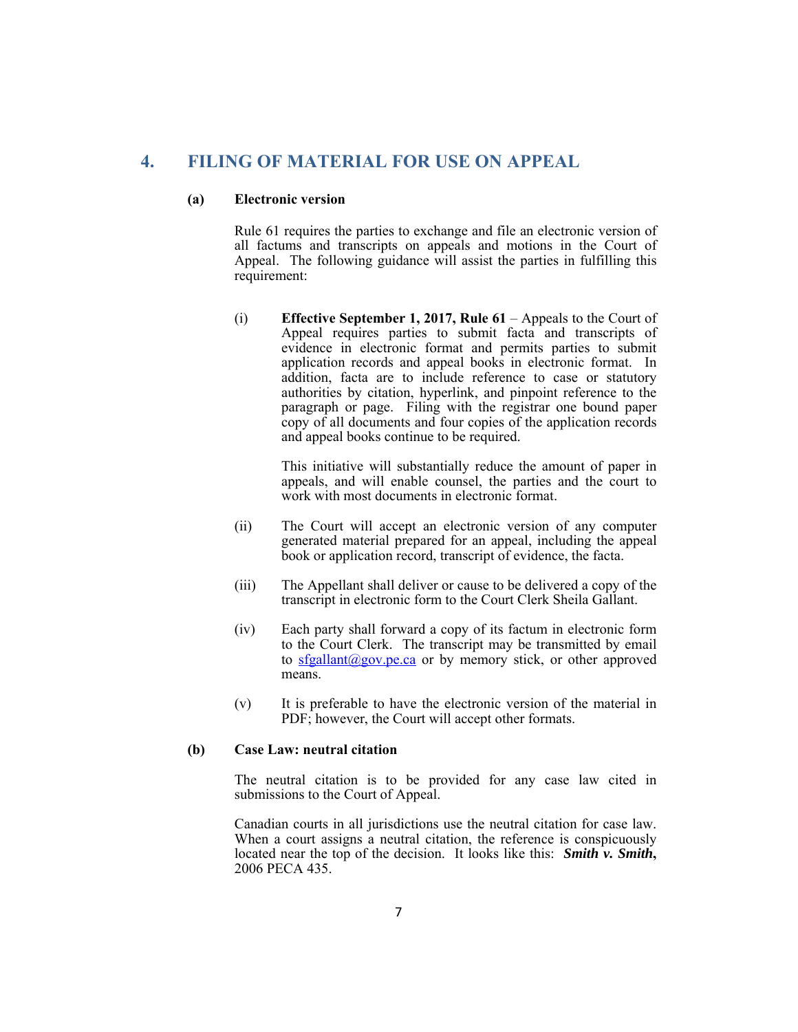# 4. FILING OF MATERIAL FOR USE ON APPEAL

## (a) Electronic version

Rule 61 requires the parties to exchange and file an electronic version of all factums and transcripts on appeals and motions in the Court of Appeal. The following guidance will assist the parties in fulfilling this requirement:

(i) **Effective September 1, 2017, Rule 61** – Appeals to the Court of Appeal requires parties to submit facta and transcripts of evidence in electronic format and permits parties to submit application records and appeal books in electronic format. In addition, facta are to include reference to case or statutory authorities by citation, hyperlink, and pinpoint reference to the paragraph or page. Filing with the registrar one bound paper copy of all documents and four copies of the application records and appeal books continue to be required.

This initiative will substantially reduce the amount of paper in appeals, and will enable counsel, the parties and the court to work with most documents in electronic format.

(ii) The Court will accept an electronic version of any computer generated material prepared for an appeal, including the appeal book or application record, transcript of evidence, the facta.

(iii) The Appellant shall deliver or cause to be delivered a copy of the transcript in electronic form to the Court Clerk Sheila Gallant.

(iv) Each party shall forward a copy of its factum in electronic form to the Court Clerk. The transcript may be transmitted by email to sfgallant@gov.pe.ca or by memory stick, or other approved means.

(v) It is preferable to have the electronic version of the material in PDF; however, the Court will accept other formats.

## (b) Case Law: neutral citation

The neutral citation is to be provided for any case law cited in submissions to the Court of Appeal.

Canadian courts in all jurisdictions use the neutral citation for case law. When a court assigns a neutral citation, the reference is conspicuously located near the top of the decision. It looks like this: ***Smith v. Smith*,** 2006 PECA 435.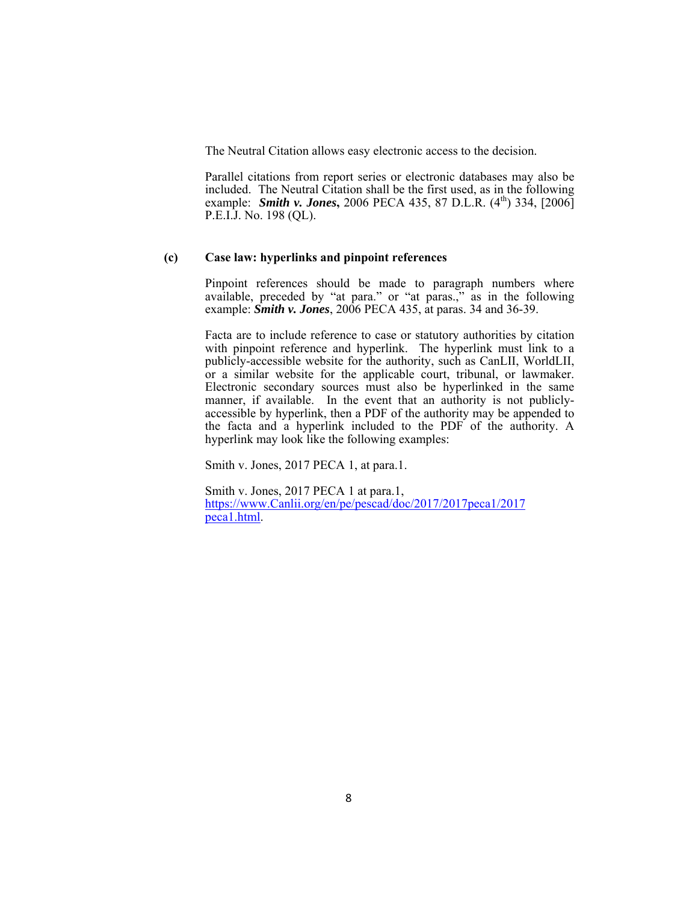The Neutral Citation allows easy electronic access to the decision.

Parallel citations from report series or electronic databases may also be included. The Neutral Citation shall be the first used, as in the following example: ***Smith v. Jones*,** 2006 PECA 435, 87 D.L.R. (4th) 334, [2006] P.E.I.J. No. 198 (QL).

**(c) Case law: hyperlinks and pinpoint references**

Pinpoint references should be made to paragraph numbers where available, preceded by "at para." or "at paras.," as in the following example: ***Smith v. Jones***, 2006 PECA 435, at paras. 34 and 36-39.

Facta are to include reference to case or statutory authorities by citation with pinpoint reference and hyperlink. The hyperlink must link to a publicly-accessible website for the authority, such as CanLII, WorldLII, or a similar website for the applicable court, tribunal, or lawmaker. Electronic secondary sources must also be hyperlinked in the same manner, if available. In the event that an authority is not publicly-accessible by hyperlink, then a PDF of the authority may be appended to the facta and a hyperlink included to the PDF of the authority. A hyperlink may look like the following examples:

Smith v. Jones, 2017 PECA 1, at para.1.

Smith v. Jones, 2017 PECA 1 at para.1, https://www.Canlii.org/en/pe/pescad/doc/2017/2017peca1/2017peca1.html.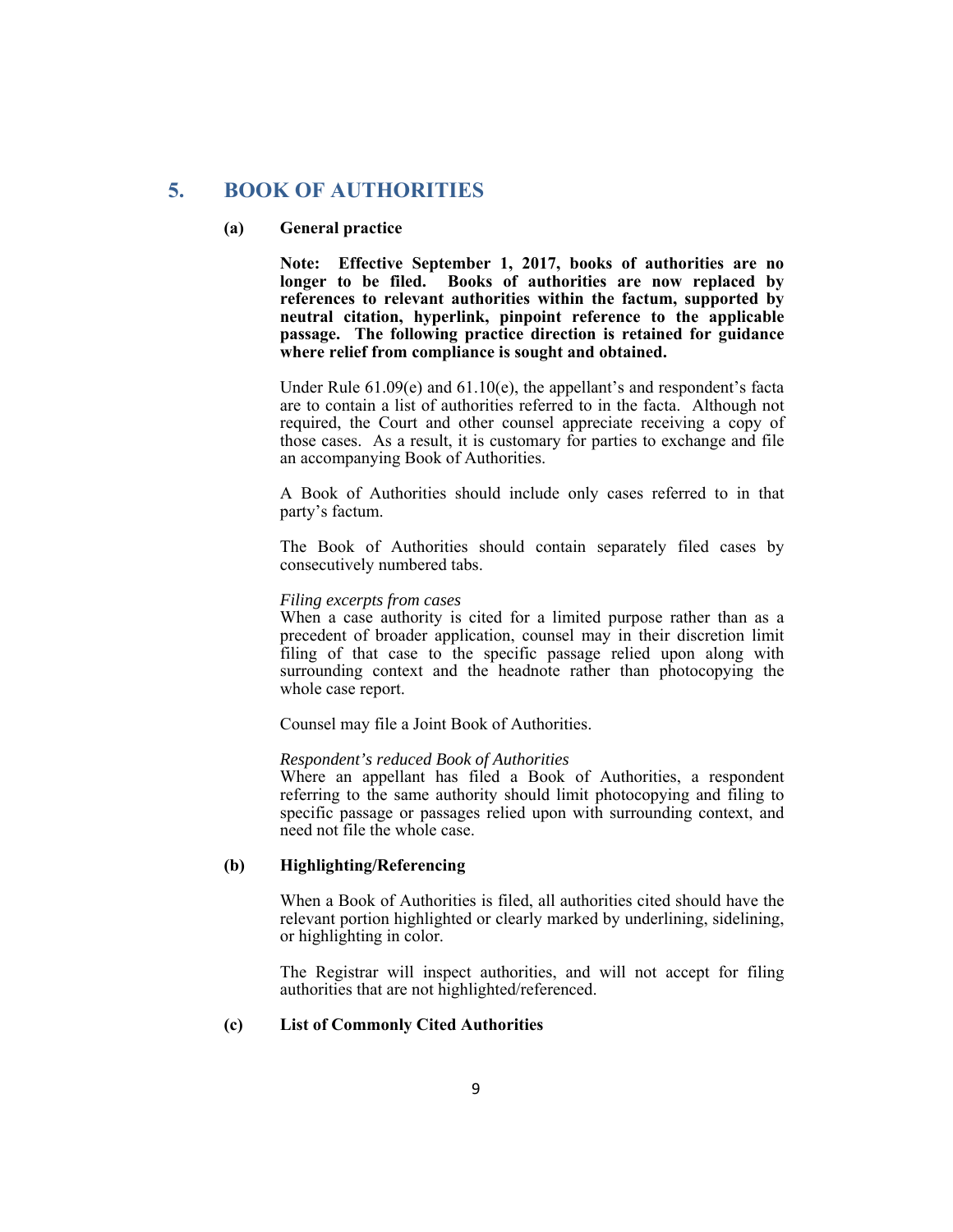## 5. BOOK OF AUTHORITIES

### (a) General practice

**Note: Effective September 1, 2017, books of authorities are no longer to be filed. Books of authorities are now replaced by references to relevant authorities within the factum, supported by neutral citation, hyperlink, pinpoint reference to the applicable passage. The following practice direction is retained for guidance where relief from compliance is sought and obtained.**

Under Rule 61.09(e) and 61.10(e), the appellant's and respondent's facta are to contain a list of authorities referred to in the facta. Although not required, the Court and other counsel appreciate receiving a copy of those cases. As a result, it is customary for parties to exchange and file an accompanying Book of Authorities.

A Book of Authorities should include only cases referred to in that party's factum.

The Book of Authorities should contain separately filed cases by consecutively numbered tabs.

*Filing excerpts from cases*
When a case authority is cited for a limited purpose rather than as a precedent of broader application, counsel may in their discretion limit filing of that case to the specific passage relied upon along with surrounding context and the headnote rather than photocopying the whole case report.

Counsel may file a Joint Book of Authorities.

*Respondent's reduced Book of Authorities*
Where an appellant has filed a Book of Authorities, a respondent referring to the same authority should limit photocopying and filing to specific passage or passages relied upon with surrounding context, and need not file the whole case.

### (b) Highlighting/Referencing

When a Book of Authorities is filed, all authorities cited should have the relevant portion highlighted or clearly marked by underlining, sidelining, or highlighting in color.

The Registrar will inspect authorities, and will not accept for filing authorities that are not highlighted/referenced.

### (c) List of Commonly Cited Authorities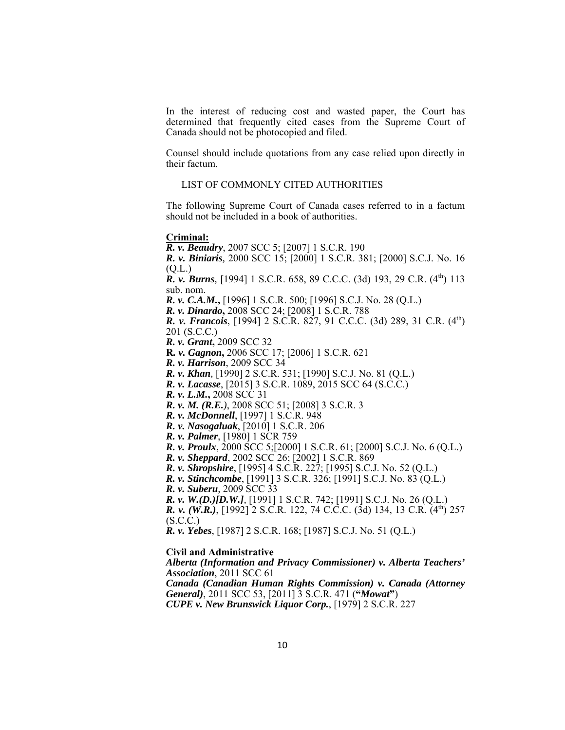In the interest of reducing cost and wasted paper, the Court has determined that frequently cited cases from the Supreme Court of Canada should not be photocopied and filed.

Counsel should include quotations from any case relied upon directly in their factum.

LIST OF COMMONLY CITED AUTHORITIES

The following Supreme Court of Canada cases referred to in a factum should not be included in a book of authorities.

**Criminal:**

***R. v. Beaudry***, 2007 SCC 5; [2007] 1 S.C.R. 190
***R. v. Biniaris***, 2000 SCC 15; [2000] 1 S.C.R. 381; [2000] S.C.J. No. 16 (Q.L.)
***R. v. Burns***, [1994] 1 S.C.R. 658, 89 C.C.C. (3d) 193, 29 C.R. (4th) 113 sub. nom.
***R. v. C.A.M.*****,** [1996] 1 S.C.R. 500; [1996] S.C.J. No. 28 (Q.L.)
***R. v. Dinardo*****,** 2008 SCC 24; [2008] 1 S.C.R. 788
***R. v. Francois***, [1994] 2 S.C.R. 827, 91 C.C.C. (3d) 289, 31 C.R. (4th) 201 (S.C.C.)
***R. v. Grant*****,** 2009 SCC 32
**R.** ***v. Gagnon*****,** 2006 SCC 17; [2006] 1 S.C.R. 621
***R. v. Harrison***, 2009 SCC 34
***R. v. Khan***, [1990] 2 S.C.R. 531; [1990] S.C.J. No. 81 (Q.L.)
***R. v. Lacasse***, [2015] 3 S.C.R. 1089, 2015 SCC 64 (S.C.C.)
***R. v. L.M.*****,** 2008 SCC 31
***R. v. M. (R.E.)***, 2008 SCC 51; [2008] 3 S.C.R. 3
***R. v. McDonnell***, [1997] 1 S.C.R. 948
***R. v. Nasogaluak***, [2010] 1 S.C.R. 206
***R. v. Palmer***, [1980] 1 SCR 759
***R. v. Proulx***, 2000 SCC 5;[2000] 1 S.C.R. 61; [2000] S.C.J. No. 6 (Q.L.)
***R. v. Sheppard***, 2002 SCC 26; [2002] 1 S.C.R. 869
***R. v. Shropshire***, [1995] 4 S.C.R. 227; [1995] S.C.J. No. 52 (Q.L.)
***R. v. Stinchcombe***, [1991] 3 S.C.R. 326; [1991] S.C.J. No. 83 (Q.L.)
***R. v. Suberu***, 2009 SCC 33
***R. v. W.(D.)[D.W.]***, [1991] 1 S.C.R. 742; [1991] S.C.J. No. 26 (Q.L.)
***R. v. (W.R.)***, [1992] 2 S.C.R. 122, 74 C.C.C. (3d) 134, 13 C.R. (4th) 257 (S.C.C.)
***R. v. Yebes***, [1987] 2 S.C.R. 168; [1987] S.C.J. No. 51 (Q.L.)

**Civil and Administrative**

***Alberta (Information and Privacy Commissioner) v. Alberta Teachers' Association***, 2011 SCC 61
***Canada (Canadian Human Rights Commission) v. Canada (Attorney General)***, 2011 SCC 53, [2011] 3 S.C.R. 471 (**"*Mowat*"**)
***CUPE v. New Brunswick Liquor Corp.***, [1979] 2 S.C.R. 227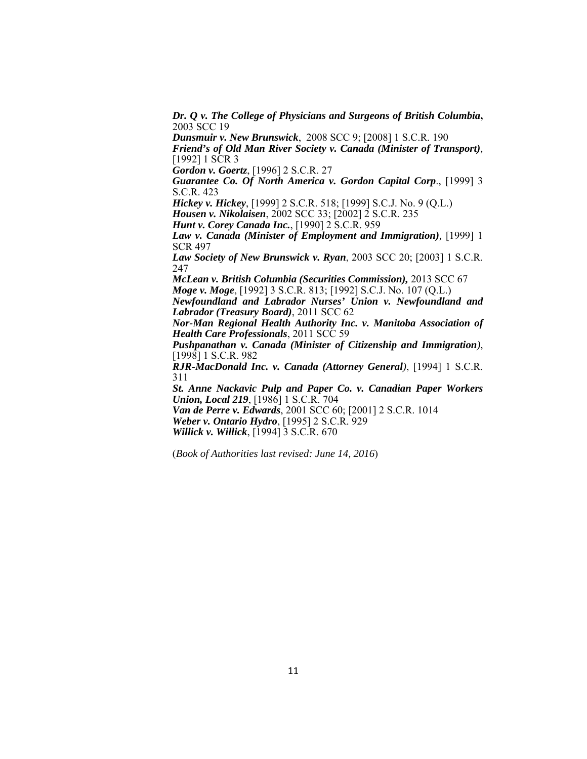***Dr. Q v. The College of Physicians and Surgeons of British Columbia***, 2003 SCC 19

***Dunsmuir v. New Brunswick***, 2008 SCC 9; [2008] 1 S.C.R. 190

***Friend's of Old Man River Society v. Canada (Minister of Transport)***, [1992] 1 SCR 3

***Gordon v. Goertz***, [1996] 2 S.C.R. 27

***Guarantee Co. Of North America v. Gordon Capital Corp***., [1999] 3 S.C.R. 423

***Hickey v. Hickey***, [1999] 2 S.C.R. 518; [1999] S.C.J. No. 9 (Q.L.)

***Housen v. Nikolaisen***, 2002 SCC 33; [2002] 2 S.C.R. 235

***Hunt v. Corey Canada Inc.***, [1990] 2 S.C.R. 959

***Law v. Canada (Minister of Employment and Immigration)***, [1999] 1 SCR 497

***Law Society of New Brunswick v. Ryan***, 2003 SCC 20; [2003] 1 S.C.R. 247

***McLean v. British Columbia (Securities Commission),*** 2013 SCC 67

***Moge v. Moge***, [1992] 3 S.C.R. 813; [1992] S.C.J. No. 107 (Q.L.)

***Newfoundland and Labrador Nurses' Union v. Newfoundland and Labrador (Treasury Board)***, 2011 SCC 62

***Nor-Man Regional Health Authority Inc. v. Manitoba Association of Health Care Professionals***, 2011 SCC 59

***Pushpanathan v. Canada (Minister of Citizenship and Immigration)***, [1998] 1 S.C.R. 982

***RJR-MacDonald Inc. v. Canada (Attorney General)***, [1994] 1 S.C.R. 311

***St. Anne Nackavic Pulp and Paper Co. v. Canadian Paper Workers Union, Local 219***, [1986] 1 S.C.R. 704

***Van de Perre v. Edwards***, 2001 SCC 60; [2001] 2 S.C.R. 1014

***Weber v. Ontario Hydro***, [1995] 2 S.C.R. 929

***Willick v. Willick***, [1994] 3 S.C.R. 670

(*Book of Authorities last revised: June 14, 2016*)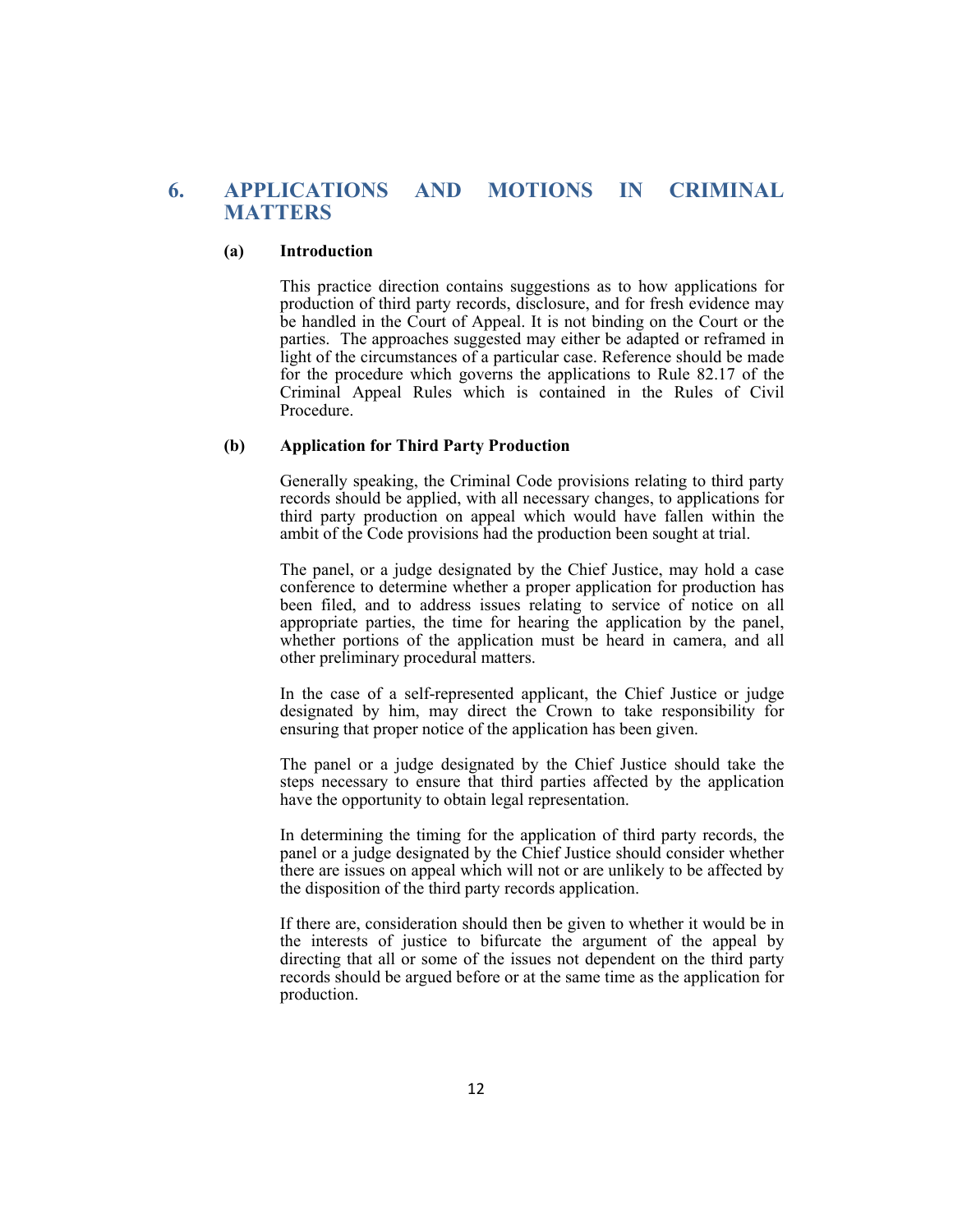## 6. APPLICATIONS AND MOTIONS IN CRIMINAL MATTERS

### (a) Introduction

This practice direction contains suggestions as to how applications for production of third party records, disclosure, and for fresh evidence may be handled in the Court of Appeal. It is not binding on the Court or the parties. The approaches suggested may either be adapted or reframed in light of the circumstances of a particular case. Reference should be made for the procedure which governs the applications to Rule 82.17 of the Criminal Appeal Rules which is contained in the Rules of Civil Procedure.

### (b) Application for Third Party Production

Generally speaking, the Criminal Code provisions relating to third party records should be applied, with all necessary changes, to applications for third party production on appeal which would have fallen within the ambit of the Code provisions had the production been sought at trial.

The panel, or a judge designated by the Chief Justice, may hold a case conference to determine whether a proper application for production has been filed, and to address issues relating to service of notice on all appropriate parties, the time for hearing the application by the panel, whether portions of the application must be heard in camera, and all other preliminary procedural matters.

In the case of a self-represented applicant, the Chief Justice or judge designated by him, may direct the Crown to take responsibility for ensuring that proper notice of the application has been given.

The panel or a judge designated by the Chief Justice should take the steps necessary to ensure that third parties affected by the application have the opportunity to obtain legal representation.

In determining the timing for the application of third party records, the panel or a judge designated by the Chief Justice should consider whether there are issues on appeal which will not or are unlikely to be affected by the disposition of the third party records application.

If there are, consideration should then be given to whether it would be in the interests of justice to bifurcate the argument of the appeal by directing that all or some of the issues not dependent on the third party records should be argued before or at the same time as the application for production.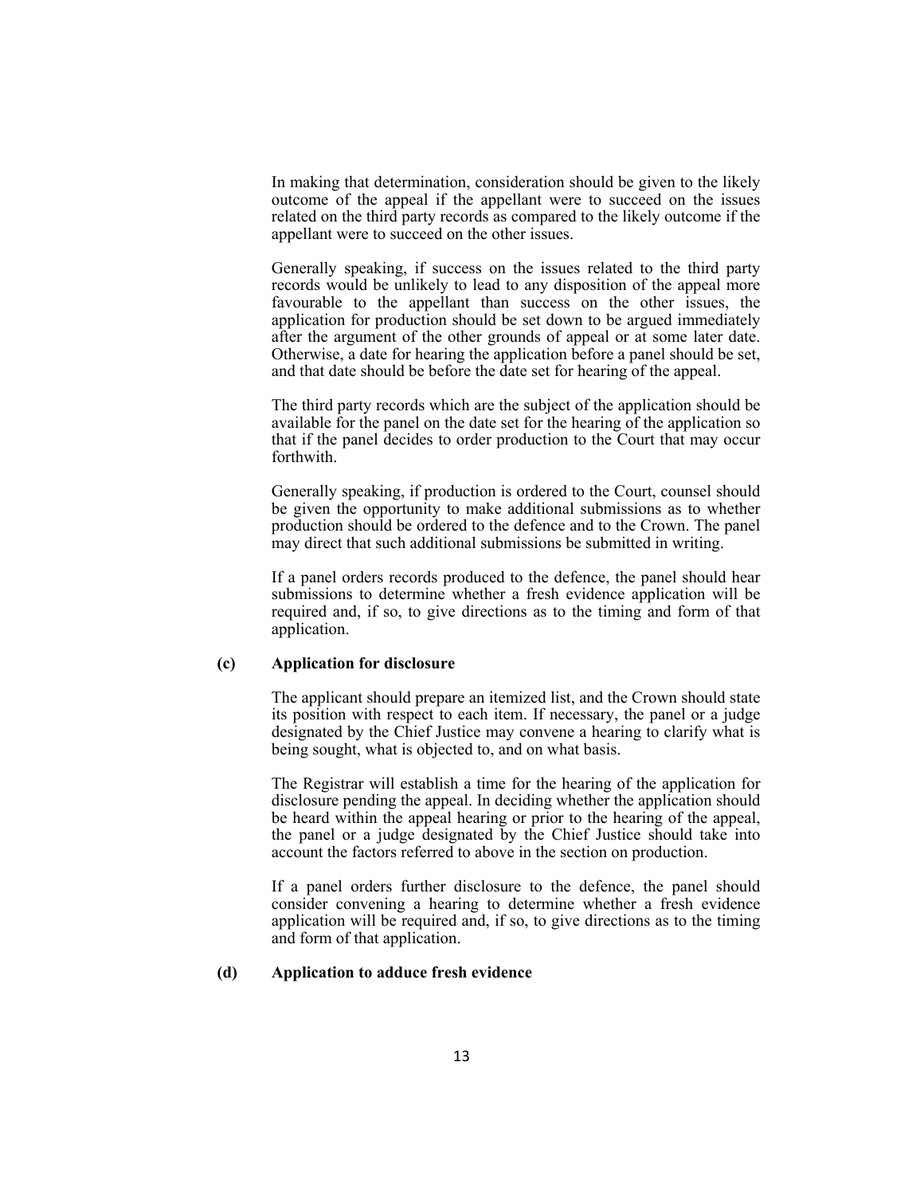In making that determination, consideration should be given to the likely outcome of the appeal if the appellant were to succeed on the issues related on the third party records as compared to the likely outcome if the appellant were to succeed on the other issues.

Generally speaking, if success on the issues related to the third party records would be unlikely to lead to any disposition of the appeal more favourable to the appellant than success on the other issues, the application for production should be set down to be argued immediately after the argument of the other grounds of appeal or at some later date. Otherwise, a date for hearing the application before a panel should be set, and that date should be before the date set for hearing of the appeal.

The third party records which are the subject of the application should be available for the panel on the date set for the hearing of the application so that if the panel decides to order production to the Court that may occur forthwith.

Generally speaking, if production is ordered to the Court, counsel should be given the opportunity to make additional submissions as to whether production should be ordered to the defence and to the Crown. The panel may direct that such additional submissions be submitted in writing.

If a panel orders records produced to the defence, the panel should hear submissions to determine whether a fresh evidence application will be required and, if so, to give directions as to the timing and form of that application.

**(c) Application for disclosure**

The applicant should prepare an itemized list, and the Crown should state its position with respect to each item. If necessary, the panel or a judge designated by the Chief Justice may convene a hearing to clarify what is being sought, what is objected to, and on what basis.

The Registrar will establish a time for the hearing of the application for disclosure pending the appeal. In deciding whether the application should be heard within the appeal hearing or prior to the hearing of the appeal, the panel or a judge designated by the Chief Justice should take into account the factors referred to above in the section on production.

If a panel orders further disclosure to the defence, the panel should consider convening a hearing to determine whether a fresh evidence application will be required and, if so, to give directions as to the timing and form of that application.

**(d) Application to adduce fresh evidence**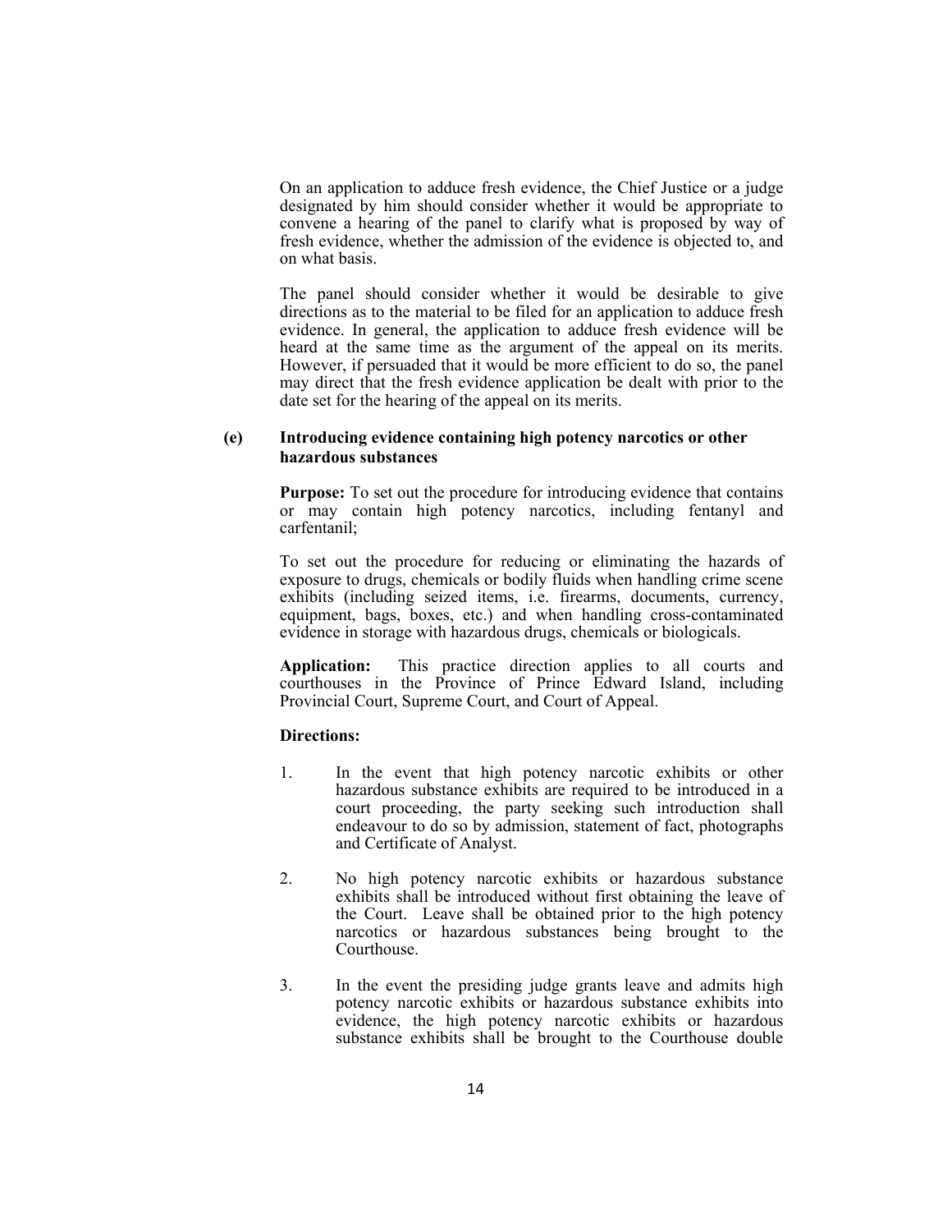On an application to adduce fresh evidence, the Chief Justice or a judge designated by him should consider whether it would be appropriate to convene a hearing of the panel to clarify what is proposed by way of fresh evidence, whether the admission of the evidence is objected to, and on what basis.

The panel should consider whether it would be desirable to give directions as to the material to be filed for an application to adduce fresh evidence. In general, the application to adduce fresh evidence will be heard at the same time as the argument of the appeal on its merits. However, if persuaded that it would be more efficient to do so, the panel may direct that the fresh evidence application be dealt with prior to the date set for the hearing of the appeal on its merits.

**(e) Introducing evidence containing high potency narcotics or other hazardous substances**

**Purpose:** To set out the procedure for introducing evidence that contains or may contain high potency narcotics, including fentanyl and carfentanil;

To set out the procedure for reducing or eliminating the hazards of exposure to drugs, chemicals or bodily fluids when handling crime scene exhibits (including seized items, i.e. firearms, documents, currency, equipment, bags, boxes, etc.) and when handling cross-contaminated evidence in storage with hazardous drugs, chemicals or biologicals.

**Application:** This practice direction applies to all courts and courthouses in the Province of Prince Edward Island, including Provincial Court, Supreme Court, and Court of Appeal.

**Directions:**

1. In the event that high potency narcotic exhibits or other hazardous substance exhibits are required to be introduced in a court proceeding, the party seeking such introduction shall endeavour to do so by admission, statement of fact, photographs and Certificate of Analyst.

2. No high potency narcotic exhibits or hazardous substance exhibits shall be introduced without first obtaining the leave of the Court. Leave shall be obtained prior to the high potency narcotics or hazardous substances being brought to the Courthouse.

3. In the event the presiding judge grants leave and admits high potency narcotic exhibits or hazardous substance exhibits into evidence, the high potency narcotic exhibits or hazardous substance exhibits shall be brought to the Courthouse double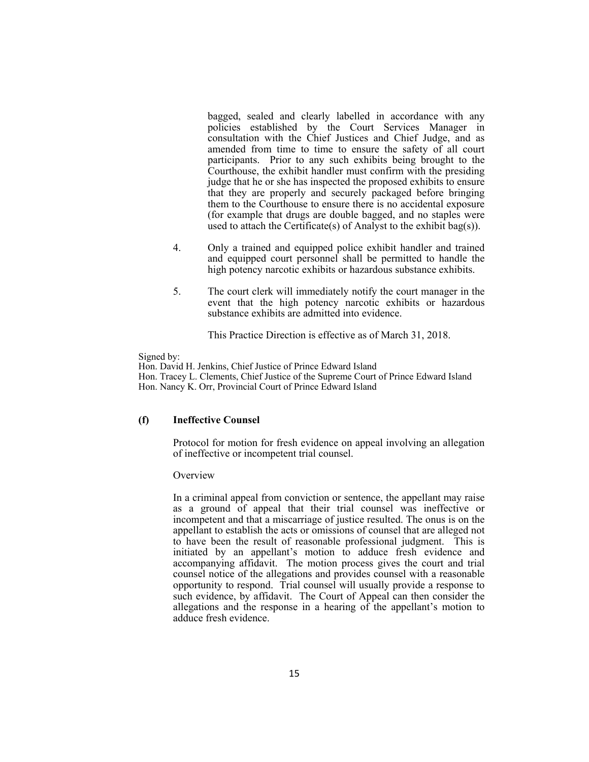bagged, sealed and clearly labelled in accordance with any policies established by the Court Services Manager in consultation with the Chief Justices and Chief Judge, and as amended from time to time to ensure the safety of all court participants. Prior to any such exhibits being brought to the Courthouse, the exhibit handler must confirm with the presiding judge that he or she has inspected the proposed exhibits to ensure that they are properly and securely packaged before bringing them to the Courthouse to ensure there is no accidental exposure (for example that drugs are double bagged, and no staples were used to attach the Certificate(s) of Analyst to the exhibit bag(s)).

4. Only a trained and equipped police exhibit handler and trained and equipped court personnel shall be permitted to handle the high potency narcotic exhibits or hazardous substance exhibits.

5. The court clerk will immediately notify the court manager in the event that the high potency narcotic exhibits or hazardous substance exhibits are admitted into evidence.

This Practice Direction is effective as of March 31, 2018.

Signed by:
Hon. David H. Jenkins, Chief Justice of Prince Edward Island
Hon. Tracey L. Clements, Chief Justice of the Supreme Court of Prince Edward Island
Hon. Nancy K. Orr, Provincial Court of Prince Edward Island

**(f) Ineffective Counsel**

Protocol for motion for fresh evidence on appeal involving an allegation of ineffective or incompetent trial counsel.

Overview

In a criminal appeal from conviction or sentence, the appellant may raise as a ground of appeal that their trial counsel was ineffective or incompetent and that a miscarriage of justice resulted. The onus is on the appellant to establish the acts or omissions of counsel that are alleged not to have been the result of reasonable professional judgment. This is initiated by an appellant's motion to adduce fresh evidence and accompanying affidavit. The motion process gives the court and trial counsel notice of the allegations and provides counsel with a reasonable opportunity to respond. Trial counsel will usually provide a response to such evidence, by affidavit. The Court of Appeal can then consider the allegations and the response in a hearing of the appellant's motion to adduce fresh evidence.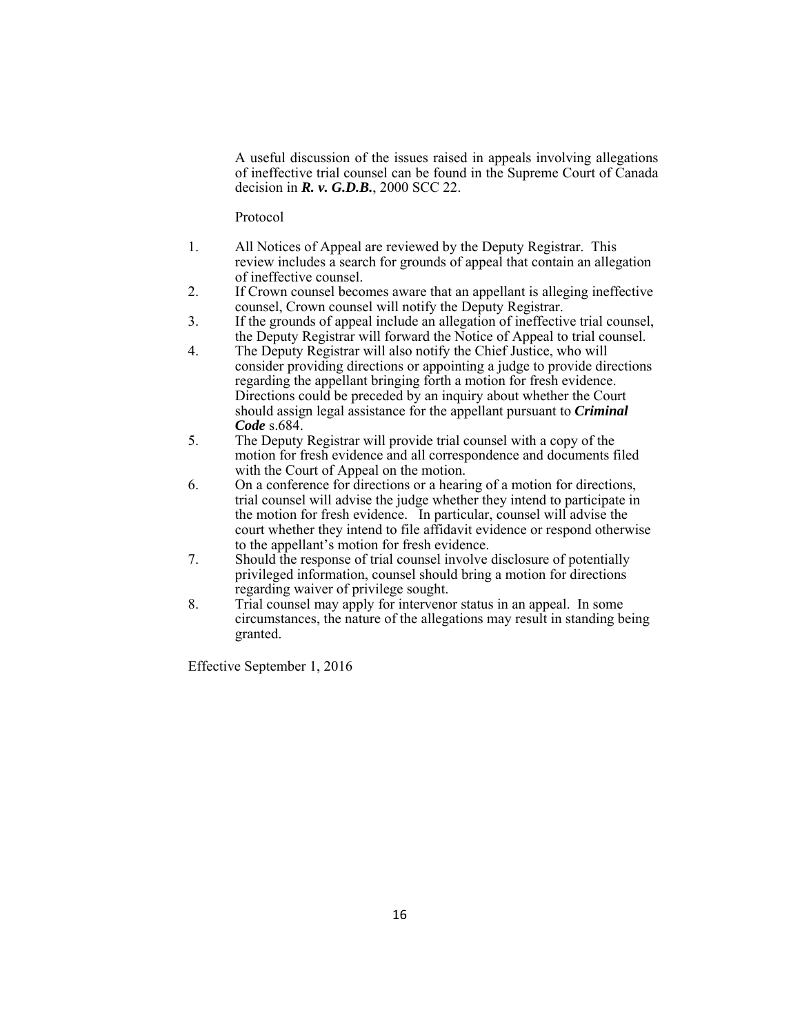A useful discussion of the issues raised in appeals involving allegations of ineffective trial counsel can be found in the Supreme Court of Canada decision in ***R. v. G.D.B.***, 2000 SCC 22.

Protocol

1. All Notices of Appeal are reviewed by the Deputy Registrar. This review includes a search for grounds of appeal that contain an allegation of ineffective counsel.
2. If Crown counsel becomes aware that an appellant is alleging ineffective counsel, Crown counsel will notify the Deputy Registrar.
3. If the grounds of appeal include an allegation of ineffective trial counsel, the Deputy Registrar will forward the Notice of Appeal to trial counsel.
4. The Deputy Registrar will also notify the Chief Justice, who will consider providing directions or appointing a judge to provide directions regarding the appellant bringing forth a motion for fresh evidence. Directions could be preceded by an inquiry about whether the Court should assign legal assistance for the appellant pursuant to ***Criminal Code*** s.684.
5. The Deputy Registrar will provide trial counsel with a copy of the motion for fresh evidence and all correspondence and documents filed with the Court of Appeal on the motion.
6. On a conference for directions or a hearing of a motion for directions, trial counsel will advise the judge whether they intend to participate in the motion for fresh evidence. In particular, counsel will advise the court whether they intend to file affidavit evidence or respond otherwise to the appellant's motion for fresh evidence.
7. Should the response of trial counsel involve disclosure of potentially privileged information, counsel should bring a motion for directions regarding waiver of privilege sought.
8. Trial counsel may apply for intervenor status in an appeal. In some circumstances, the nature of the allegations may result in standing being granted.

Effective September 1, 2016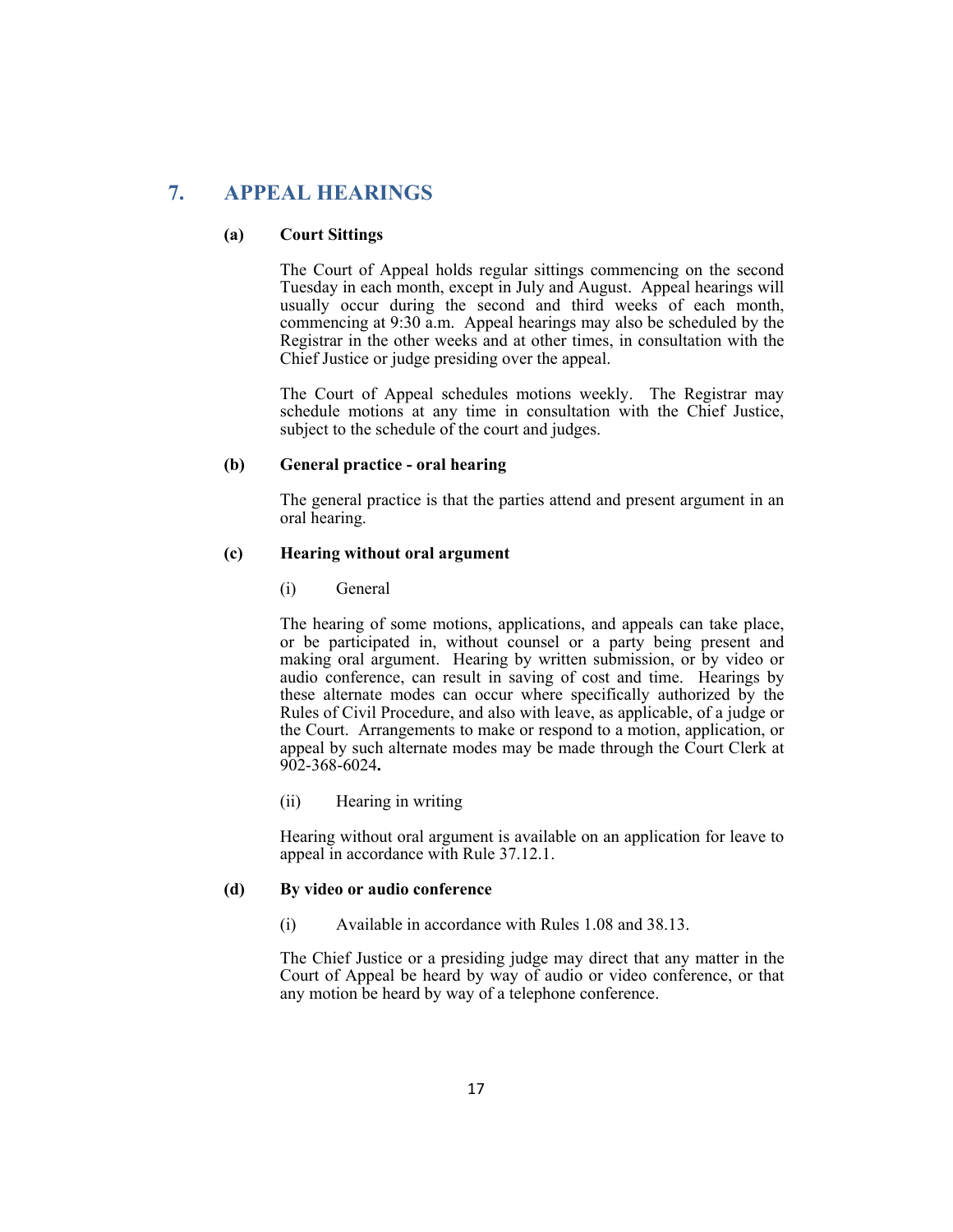## 7. APPEAL HEARINGS

### (a) Court Sittings

The Court of Appeal holds regular sittings commencing on the second Tuesday in each month, except in July and August. Appeal hearings will usually occur during the second and third weeks of each month, commencing at 9:30 a.m. Appeal hearings may also be scheduled by the Registrar in the other weeks and at other times, in consultation with the Chief Justice or judge presiding over the appeal.

The Court of Appeal schedules motions weekly. The Registrar may schedule motions at any time in consultation with the Chief Justice, subject to the schedule of the court and judges.

### (b) General practice - oral hearing

The general practice is that the parties attend and present argument in an oral hearing.

### (c) Hearing without oral argument

(i) General

The hearing of some motions, applications, and appeals can take place, or be participated in, without counsel or a party being present and making oral argument. Hearing by written submission, or by video or audio conference, can result in saving of cost and time. Hearings by these alternate modes can occur where specifically authorized by the Rules of Civil Procedure, and also with leave, as applicable, of a judge or the Court. Arrangements to make or respond to a motion, application, or appeal by such alternate modes may be made through the Court Clerk at 902-368-6024**.**

(ii) Hearing in writing

Hearing without oral argument is available on an application for leave to appeal in accordance with Rule 37.12.1.

### (d) By video or audio conference

(i) Available in accordance with Rules 1.08 and 38.13.

The Chief Justice or a presiding judge may direct that any matter in the Court of Appeal be heard by way of audio or video conference, or that any motion be heard by way of a telephone conference.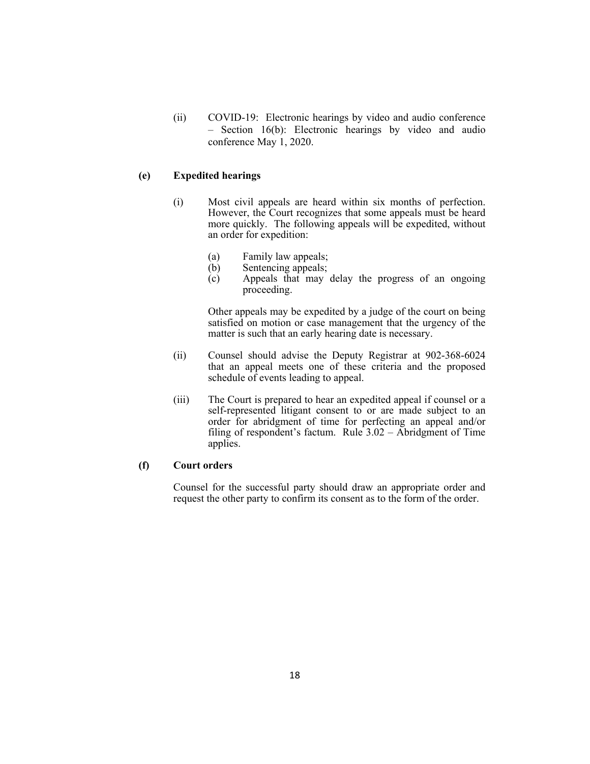(ii) COVID-19: Electronic hearings by video and audio conference – Section 16(b): Electronic hearings by video and audio conference May 1, 2020.

**(e) Expedited hearings**

(i) Most civil appeals are heard within six months of perfection. However, the Court recognizes that some appeals must be heard more quickly. The following appeals will be expedited, without an order for expedition:

(a) Family law appeals;
(b) Sentencing appeals;
(c) Appeals that may delay the progress of an ongoing proceeding.

Other appeals may be expedited by a judge of the court on being satisfied on motion or case management that the urgency of the matter is such that an early hearing date is necessary.

(ii) Counsel should advise the Deputy Registrar at 902-368-6024 that an appeal meets one of these criteria and the proposed schedule of events leading to appeal.

(iii) The Court is prepared to hear an expedited appeal if counsel or a self-represented litigant consent to or are made subject to an order for abridgment of time for perfecting an appeal and/or filing of respondent's factum. Rule 3.02 – Abridgment of Time applies.

**(f) Court orders**

Counsel for the successful party should draw an appropriate order and request the other party to confirm its consent as to the form of the order.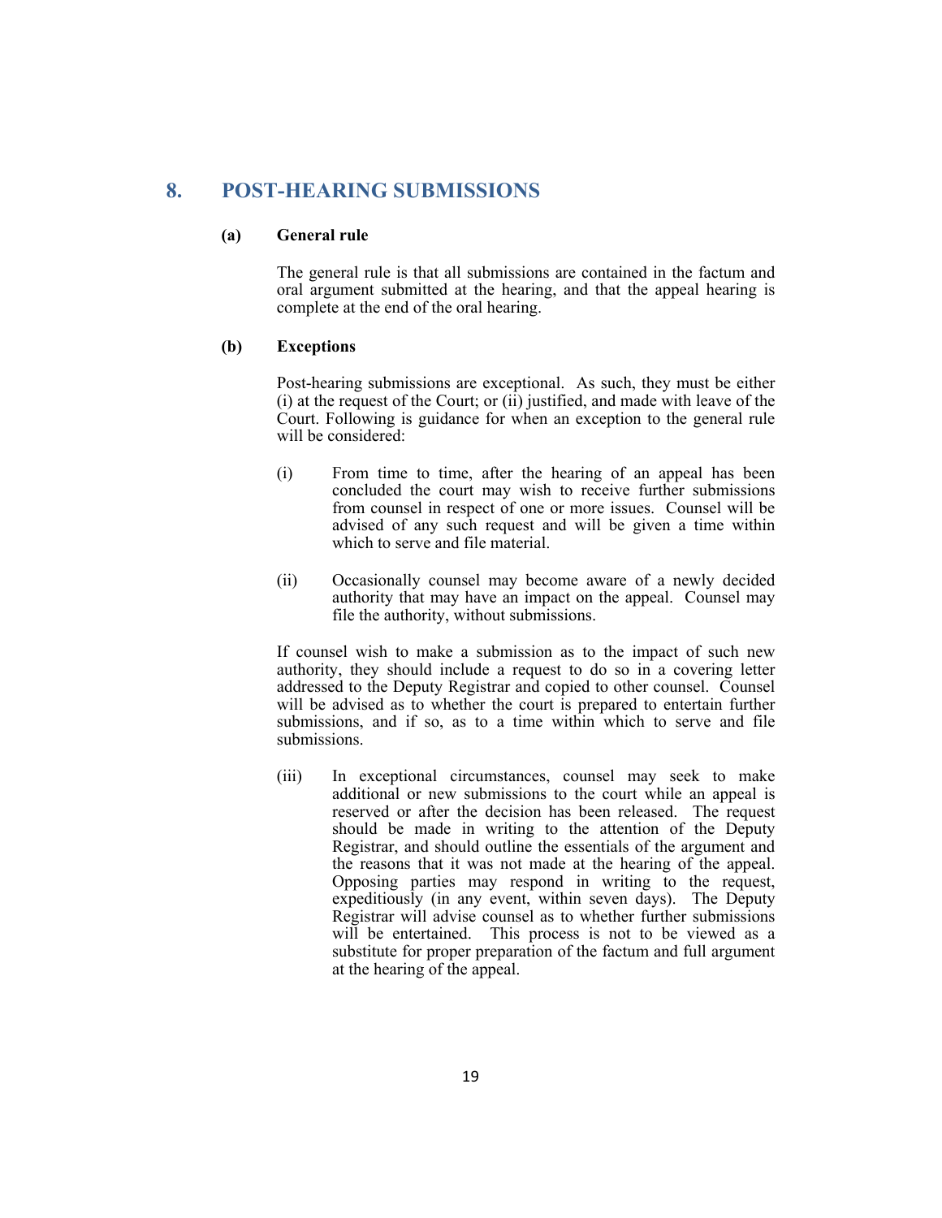## 8. POST-HEARING SUBMISSIONS

### (a) General rule

The general rule is that all submissions are contained in the factum and oral argument submitted at the hearing, and that the appeal hearing is complete at the end of the oral hearing.

### (b) Exceptions

Post-hearing submissions are exceptional. As such, they must be either (i) at the request of the Court; or (ii) justified, and made with leave of the Court. Following is guidance for when an exception to the general rule will be considered:

(i) From time to time, after the hearing of an appeal has been concluded the court may wish to receive further submissions from counsel in respect of one or more issues. Counsel will be advised of any such request and will be given a time within which to serve and file material.

(ii) Occasionally counsel may become aware of a newly decided authority that may have an impact on the appeal. Counsel may file the authority, without submissions.

If counsel wish to make a submission as to the impact of such new authority, they should include a request to do so in a covering letter addressed to the Deputy Registrar and copied to other counsel. Counsel will be advised as to whether the court is prepared to entertain further submissions, and if so, as to a time within which to serve and file submissions.

(iii) In exceptional circumstances, counsel may seek to make additional or new submissions to the court while an appeal is reserved or after the decision has been released. The request should be made in writing to the attention of the Deputy Registrar, and should outline the essentials of the argument and the reasons that it was not made at the hearing of the appeal. Opposing parties may respond in writing to the request, expeditiously (in any event, within seven days). The Deputy Registrar will advise counsel as to whether further submissions will be entertained. This process is not to be viewed as a substitute for proper preparation of the factum and full argument at the hearing of the appeal.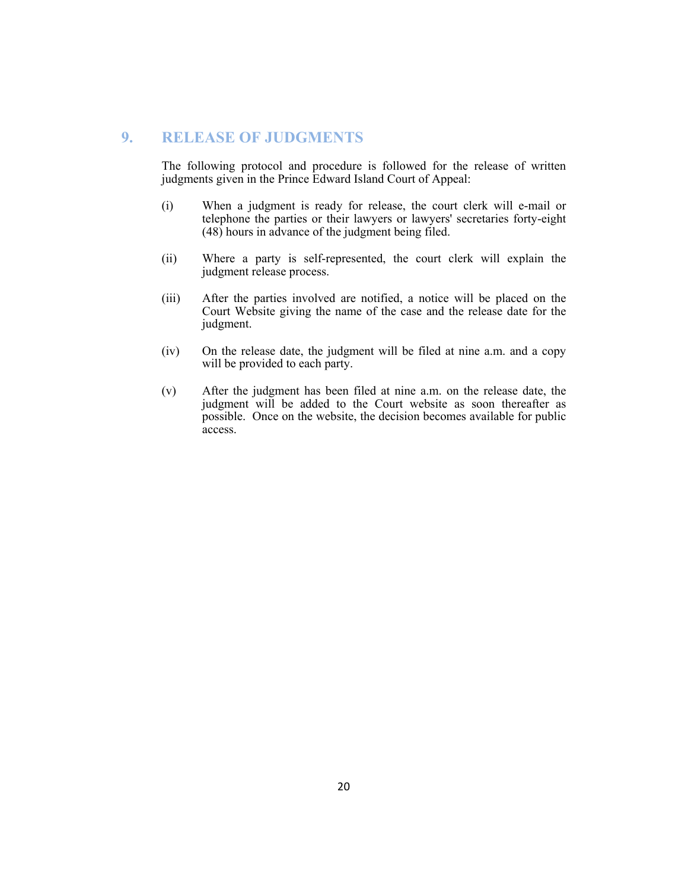## 9. RELEASE OF JUDGMENTS

The following protocol and procedure is followed for the release of written judgments given in the Prince Edward Island Court of Appeal:

(i) When a judgment is ready for release, the court clerk will e-mail or telephone the parties or their lawyers or lawyers' secretaries forty-eight (48) hours in advance of the judgment being filed.

(ii) Where a party is self-represented, the court clerk will explain the judgment release process.

(iii) After the parties involved are notified, a notice will be placed on the Court Website giving the name of the case and the release date for the judgment.

(iv) On the release date, the judgment will be filed at nine a.m. and a copy will be provided to each party.

(v) After the judgment has been filed at nine a.m. on the release date, the judgment will be added to the Court website as soon thereafter as possible. Once on the website, the decision becomes available for public access.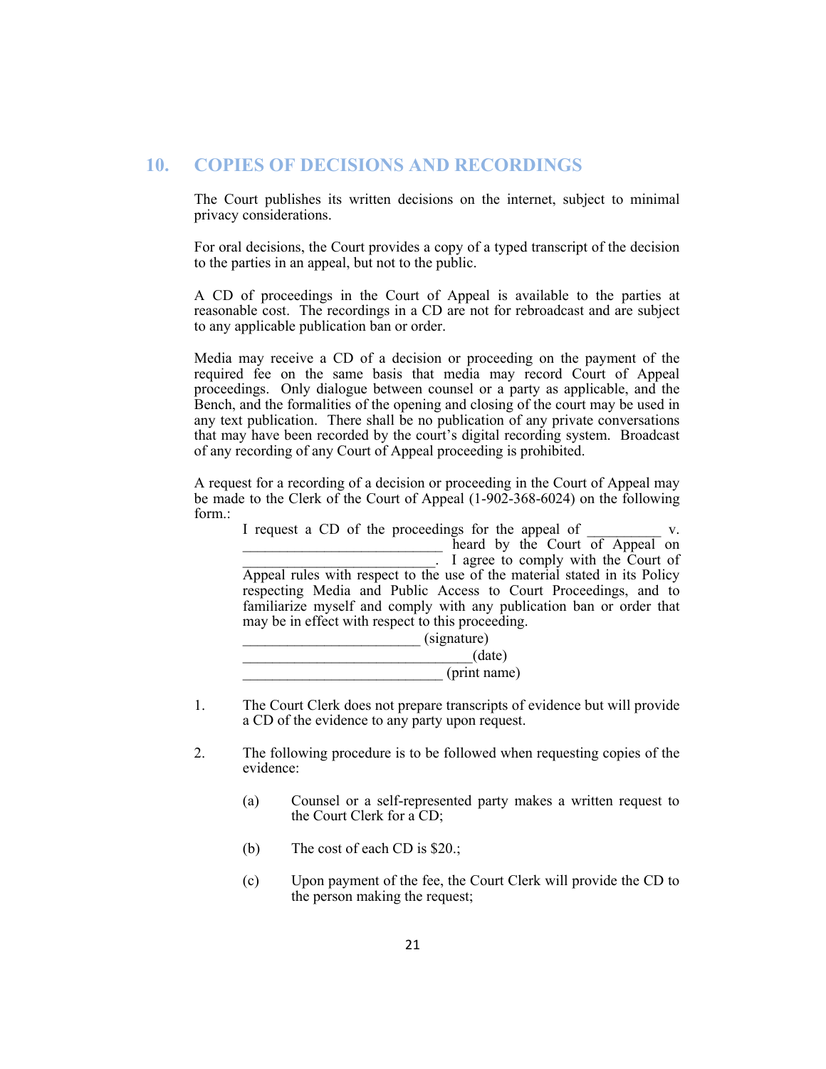## 10. COPIES OF DECISIONS AND RECORDINGS

The Court publishes its written decisions on the internet, subject to minimal privacy considerations.

For oral decisions, the Court provides a copy of a typed transcript of the decision to the parties in an appeal, but not to the public.

A CD of proceedings in the Court of Appeal is available to the parties at reasonable cost. The recordings in a CD are not for rebroadcast and are subject to any applicable publication ban or order.

Media may receive a CD of a decision or proceeding on the payment of the required fee on the same basis that media may record Court of Appeal proceedings. Only dialogue between counsel or a party as applicable, and the Bench, and the formalities of the opening and closing of the court may be used in any text publication. There shall be no publication of any private conversations that may have been recorded by the court's digital recording system. Broadcast of any recording of any Court of Appeal proceeding is prohibited.

A request for a recording of a decision or proceeding in the Court of Appeal may be made to the Clerk of the Court of Appeal (1-902-368-6024) on the following form.:

> I request a CD of the proceedings for the appeal of __________ v. __________________________ heard by the Court of Appeal on _________________________. I agree to comply with the Court of Appeal rules with respect to the use of the material stated in its Policy respecting Media and Public Access to Court Proceedings, and to familiarize myself and comply with any publication ban or order that may be in effect with respect to this proceeding.
>
> _______________________ (signature)
>
> ______________________________(date)
>
> __________________________ (print name)

1. The Court Clerk does not prepare transcripts of evidence but will provide a CD of the evidence to any party upon request.

2. The following procedure is to be followed when requesting copies of the evidence:

   (a) Counsel or a self-represented party makes a written request to the Court Clerk for a CD;

   (b) The cost of each CD is $20.;

   (c) Upon payment of the fee, the Court Clerk will provide the CD to the person making the request;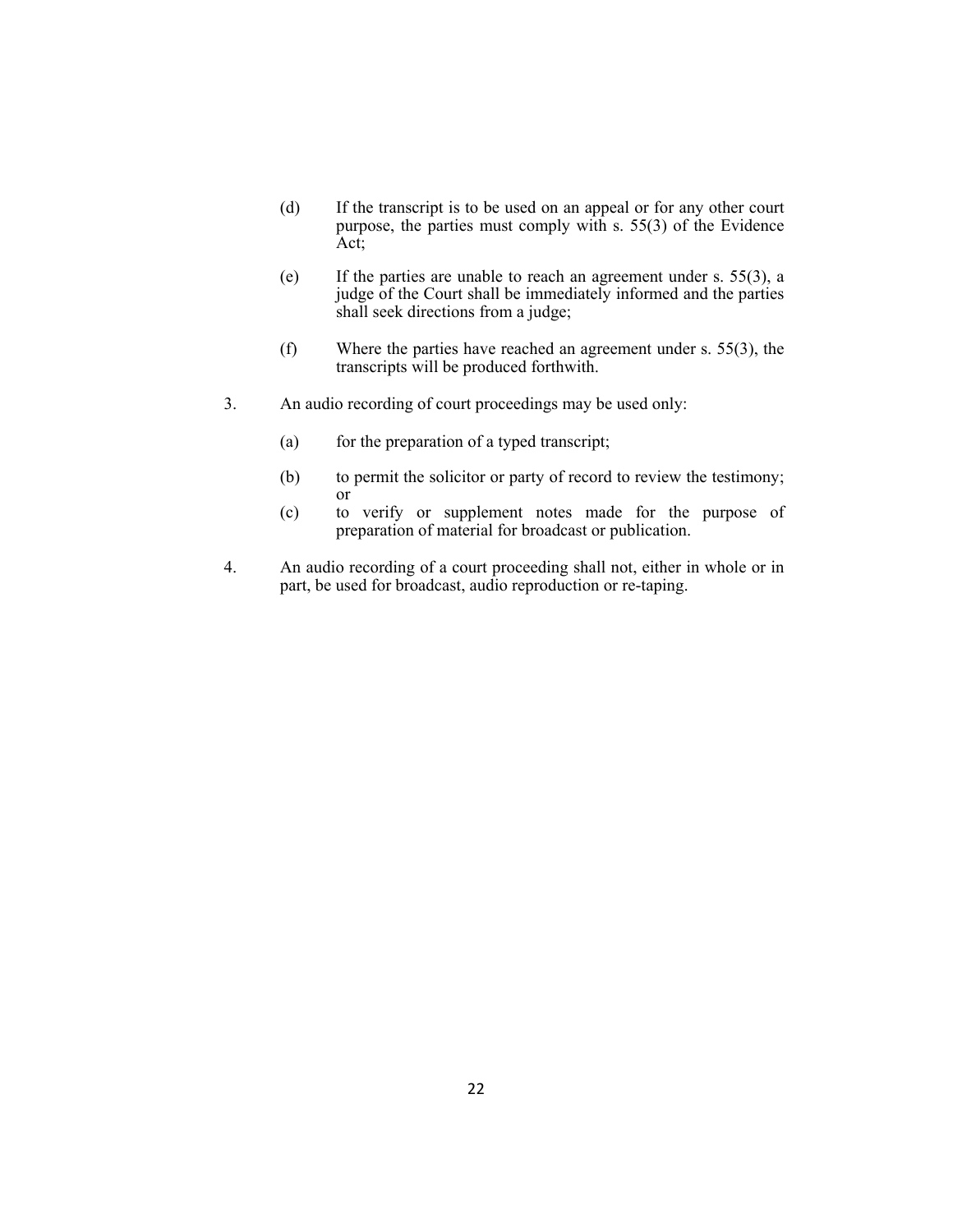(d) If the transcript is to be used on an appeal or for any other court purpose, the parties must comply with s. 55(3) of the Evidence Act;

(e) If the parties are unable to reach an agreement under s. 55(3), a judge of the Court shall be immediately informed and the parties shall seek directions from a judge;

(f) Where the parties have reached an agreement under s. 55(3), the transcripts will be produced forthwith.

3. An audio recording of court proceedings may be used only:

   (a) for the preparation of a typed transcript;

   (b) to permit the solicitor or party of record to review the testimony; or

   (c) to verify or supplement notes made for the purpose of preparation of material for broadcast or publication.

4. An audio recording of a court proceeding shall not, either in whole or in part, be used for broadcast, audio reproduction or re-taping.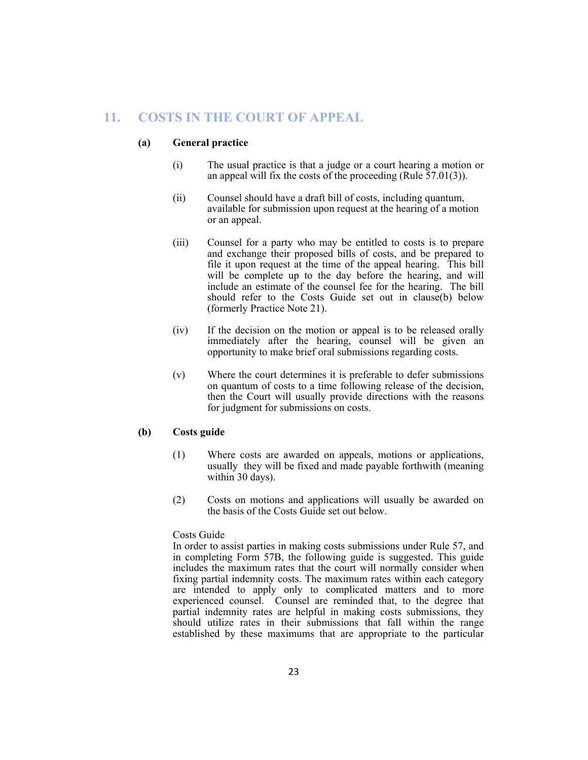## 11. COSTS IN THE COURT OF APPEAL

### (a) General practice

(i) The usual practice is that a judge or a court hearing a motion or an appeal will fix the costs of the proceeding (Rule 57.01(3)).

(ii) Counsel should have a draft bill of costs, including quantum, available for submission upon request at the hearing of a motion or an appeal.

(iii) Counsel for a party who may be entitled to costs is to prepare and exchange their proposed bills of costs, and be prepared to file it upon request at the time of the appeal hearing. This bill will be complete up to the day before the hearing, and will include an estimate of the counsel fee for the hearing. The bill should refer to the Costs Guide set out in clause(b) below (formerly Practice Note 21).

(iv) If the decision on the motion or appeal is to be released orally immediately after the hearing, counsel will be given an opportunity to make brief oral submissions regarding costs.

(v) Where the court determines it is preferable to defer submissions on quantum of costs to a time following release of the decision, then the Court will usually provide directions with the reasons for judgment for submissions on costs.

### (b) Costs guide

(1) Where costs are awarded on appeals, motions or applications, usually they will be fixed and made payable forthwith (meaning within 30 days).

(2) Costs on motions and applications will usually be awarded on the basis of the Costs Guide set out below.

Costs Guide

In order to assist parties in making costs submissions under Rule 57, and in completing Form 57B, the following guide is suggested. This guide includes the maximum rates that the court will normally consider when fixing partial indemnity costs. The maximum rates within each category are intended to apply only to complicated matters and to more experienced counsel. Counsel are reminded that, to the degree that partial indemnity rates are helpful in making costs submissions, they should utilize rates in their submissions that fall within the range established by these maximums that are appropriate to the particular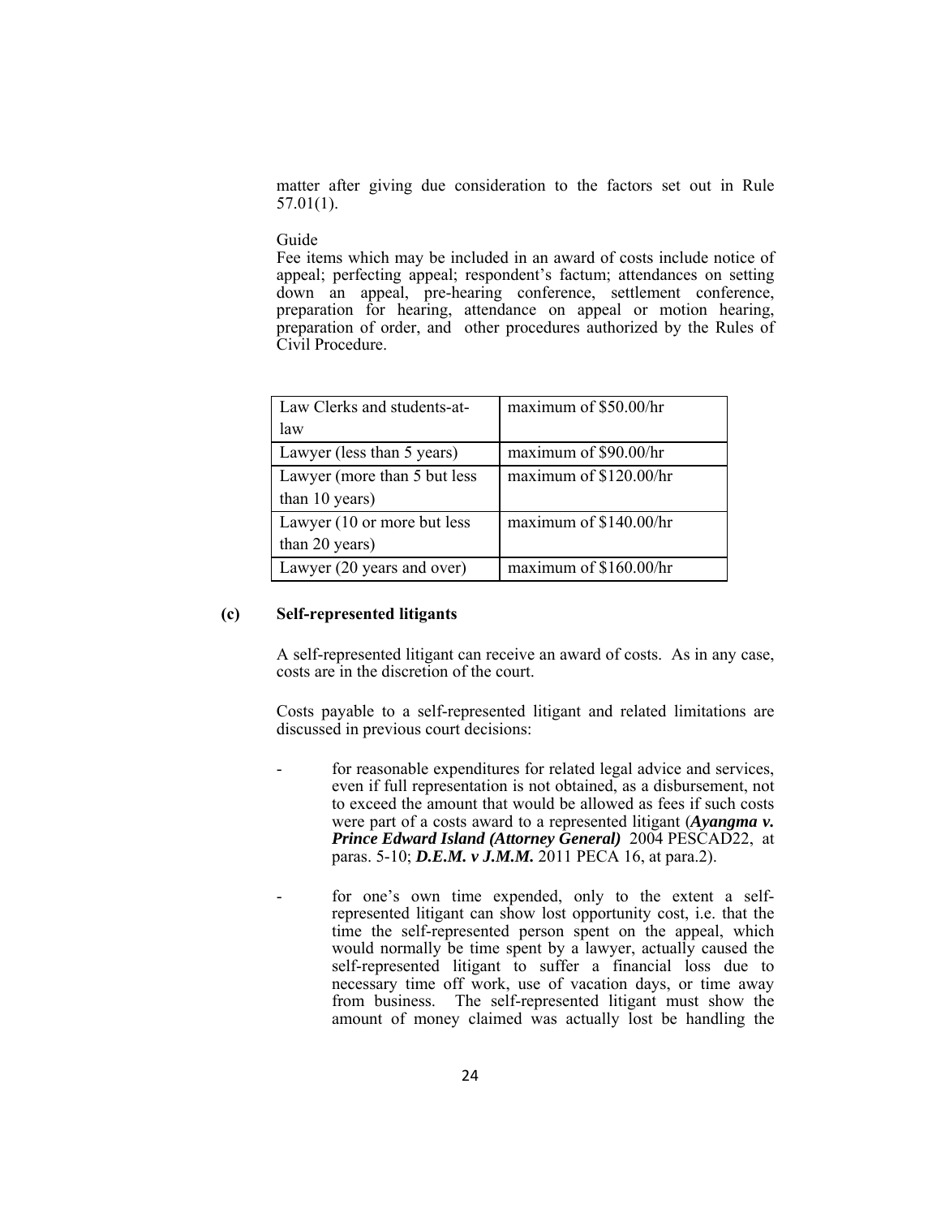matter after giving due consideration to the factors set out in Rule 57.01(1).

Guide

Fee items which may be included in an award of costs include notice of appeal; perfecting appeal; respondent's factum; attendances on setting down an appeal, pre-hearing conference, settlement conference, preparation for hearing, attendance on appeal or motion hearing, preparation of order, and other procedures authorized by the Rules of Civil Procedure.

| Law Clerks and students-at-law | maximum of $50.00/hr |
|---|---|
| Lawyer (less than 5 years) | maximum of $90.00/hr |
| Lawyer (more than 5 but less than 10 years) | maximum of $120.00/hr |
| Lawyer (10 or more but less than 20 years) | maximum of $140.00/hr |
| Lawyer (20 years and over) | maximum of $160.00/hr |

### (c) Self-represented litigants

A self-represented litigant can receive an award of costs. As in any case, costs are in the discretion of the court.

Costs payable to a self-represented litigant and related limitations are discussed in previous court decisions:

- for reasonable expenditures for related legal advice and services, even if full representation is not obtained, as a disbursement, not to exceed the amount that would be allowed as fees if such costs were part of a costs award to a represented litigant (***Ayangma v. Prince Edward Island (Attorney General)*** 2004 PESCAD22, at paras. 5-10; ***D.E.M. v J.M.M.*** 2011 PECA 16, at para.2).

- for one's own time expended, only to the extent a self-represented litigant can show lost opportunity cost, i.e. that the time the self-represented person spent on the appeal, which would normally be time spent by a lawyer, actually caused the self-represented litigant to suffer a financial loss due to necessary time off work, use of vacation days, or time away from business. The self-represented litigant must show the amount of money claimed was actually lost be handling the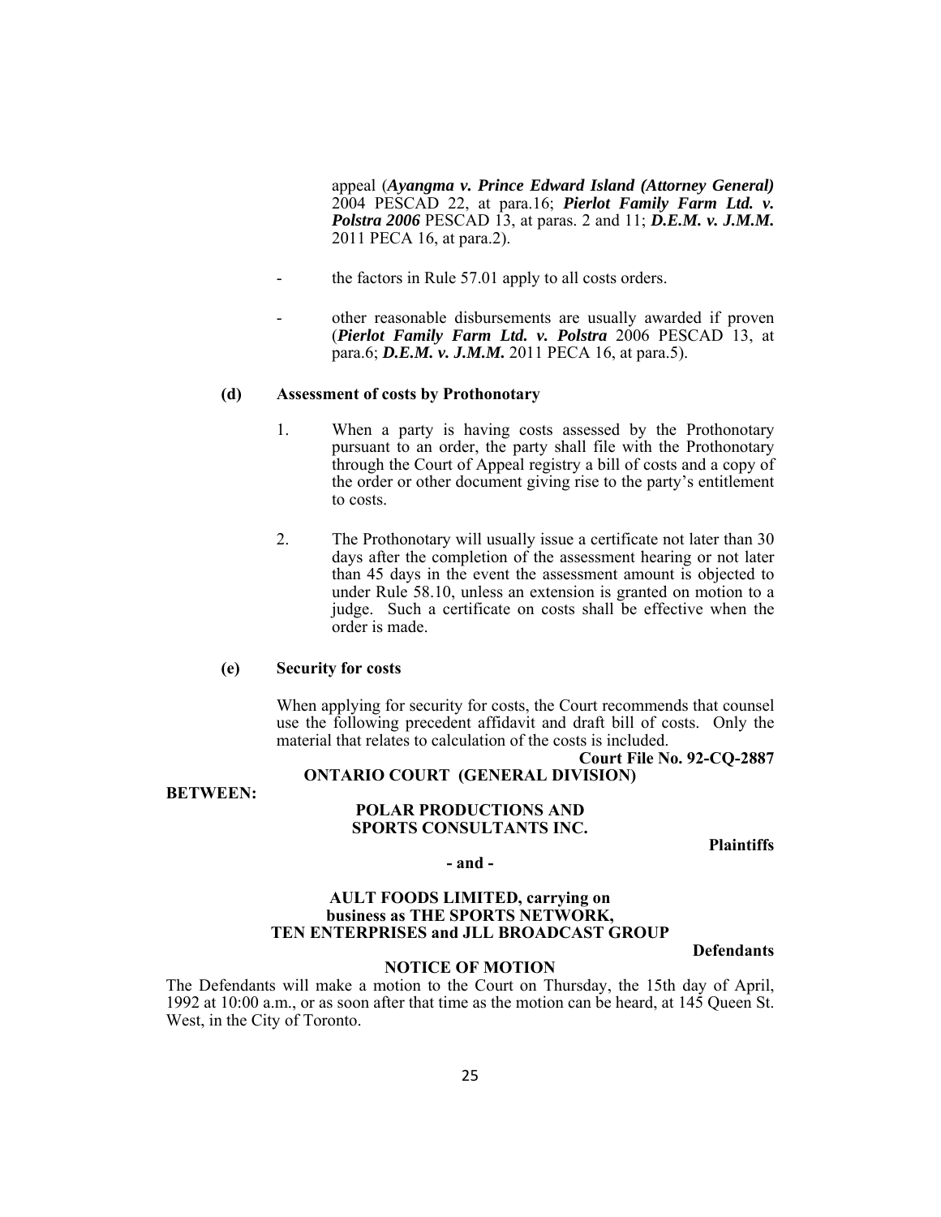appeal (***Ayangma v. Prince Edward Island (Attorney General)*** 2004 PESCAD 22, at para.16; ***Pierlot Family Farm Ltd. v. Polstra 2006*** PESCAD 13, at paras. 2 and 11; ***D.E.M. v. J.M.M.*** 2011 PECA 16, at para.2).

- the factors in Rule 57.01 apply to all costs orders.

- other reasonable disbursements are usually awarded if proven (***Pierlot Family Farm Ltd. v. Polstra*** 2006 PESCAD 13, at para.6; ***D.E.M. v. J.M.M.*** 2011 PECA 16, at para.5).

**(d) Assessment of costs by Prothonotary**

1. When a party is having costs assessed by the Prothonotary pursuant to an order, the party shall file with the Prothonotary through the Court of Appeal registry a bill of costs and a copy of the order or other document giving rise to the party's entitlement to costs.

2. The Prothonotary will usually issue a certificate not later than 30 days after the completion of the assessment hearing or not later than 45 days in the event the assessment amount is objected to under Rule 58.10, unless an extension is granted on motion to a judge. Such a certificate on costs shall be effective when the order is made.

**(e) Security for costs**

When applying for security for costs, the Court recommends that counsel use the following precedent affidavit and draft bill of costs. Only the material that relates to calculation of the costs is included.

**Court File No. 92-CQ-2887**

**ONTARIO COURT (GENERAL DIVISION)**

**BETWEEN:**

**POLAR PRODUCTIONS AND SPORTS CONSULTANTS INC.**

**Plaintiffs**

**- and -**

**AULT FOODS LIMITED, carrying on business as THE SPORTS NETWORK, TEN ENTERPRISES and JLL BROADCAST GROUP**

**Defendants**

**NOTICE OF MOTION**

The Defendants will make a motion to the Court on Thursday, the 15th day of April, 1992 at 10:00 a.m., or as soon after that time as the motion can be heard, at 145 Queen St. West, in the City of Toronto.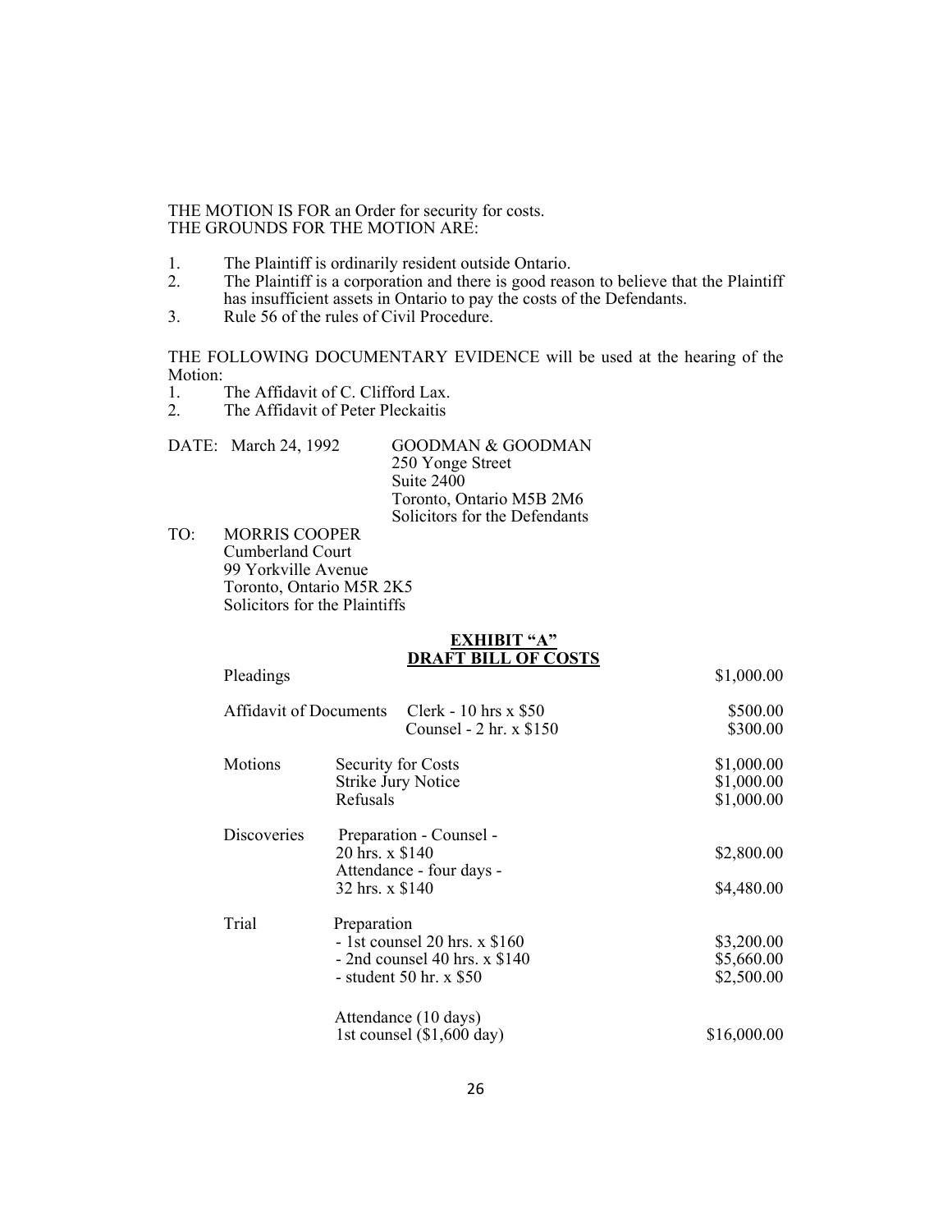THE MOTION IS FOR an Order for security for costs.
THE GROUNDS FOR THE MOTION ARE:

1. The Plaintiff is ordinarily resident outside Ontario.
2. The Plaintiff is a corporation and there is good reason to believe that the Plaintiff has insufficient assets in Ontario to pay the costs of the Defendants.
3. Rule 56 of the rules of Civil Procedure.

THE FOLLOWING DOCUMENTARY EVIDENCE will be used at the hearing of the Motion:

1. The Affidavit of C. Clifford Lax.
2. The Affidavit of Peter Pleckaitis

DATE: March 24, 1992

GOODMAN & GOODMAN
250 Yonge Street
Suite 2400
Toronto, Ontario M5B 2M6
Solicitors for the Defendants

TO: MORRIS COOPER
Cumberland Court
99 Yorkville Avenue
Toronto, Ontario M5R 2K5
Solicitors for the Plaintiffs

**EXHIBIT "A"**
**DRAFT BILL OF COSTS**

| | | |
|---|---|---|
| Pleadings | | \$1,000.00 |
| Affidavit of Documents | Clerk - 10 hrs x \$50 | \$500.00 |
| | Counsel - 2 hr. x \$150 | \$300.00 |
| Motions | Security for Costs | \$1,000.00 |
| | Strike Jury Notice | \$1,000.00 |
| | Refusals | \$1,000.00 |
| Discoveries | Preparation - Counsel - 20 hrs. x \$140 | \$2,800.00 |
| | Attendance - four days - 32 hrs. x \$140 | \$4,480.00 |
| Trial | Preparation | |
| | - 1st counsel 20 hrs. x \$160 | \$3,200.00 |
| | - 2nd counsel 40 hrs. x \$140 | \$5,660.00 |
| | - student 50 hr. x \$50 | \$2,500.00 |
| | Attendance (10 days) | |
| | 1st counsel (\$1,600 day) | \$16,000.00 |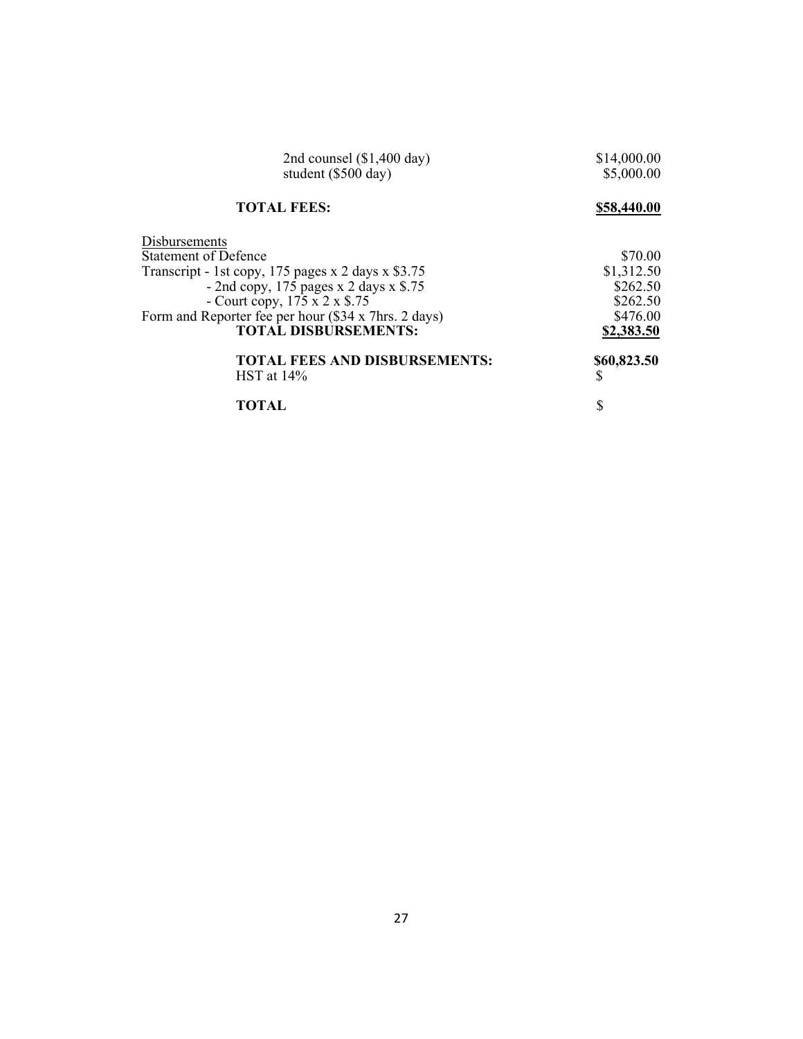| | |
|---|---|
| 2nd counsel ($1,400 day) | $14,000.00 |
| student ($500 day) | $5,000.00 |
| **TOTAL FEES:** | **$58,440.00** |
| Disbursements | |
| Statement of Defence | $70.00 |
| Transcript - 1st copy, 175 pages x 2 days x $3.75 | $1,312.50 |
| - 2nd copy, 175 pages x 2 days x $.75 | $262.50 |
| - Court copy, 175 x 2 x $.75 | $262.50 |
| Form and Reporter fee per hour ($34 x 7hrs. 2 days) | $476.00 |
| **TOTAL DISBURSEMENTS:** | **$2,383.50** |
| **TOTAL FEES AND DISBURSEMENTS:** | **$60,823.50** |
| HST at 14% | $ |
| **TOTAL** | $ |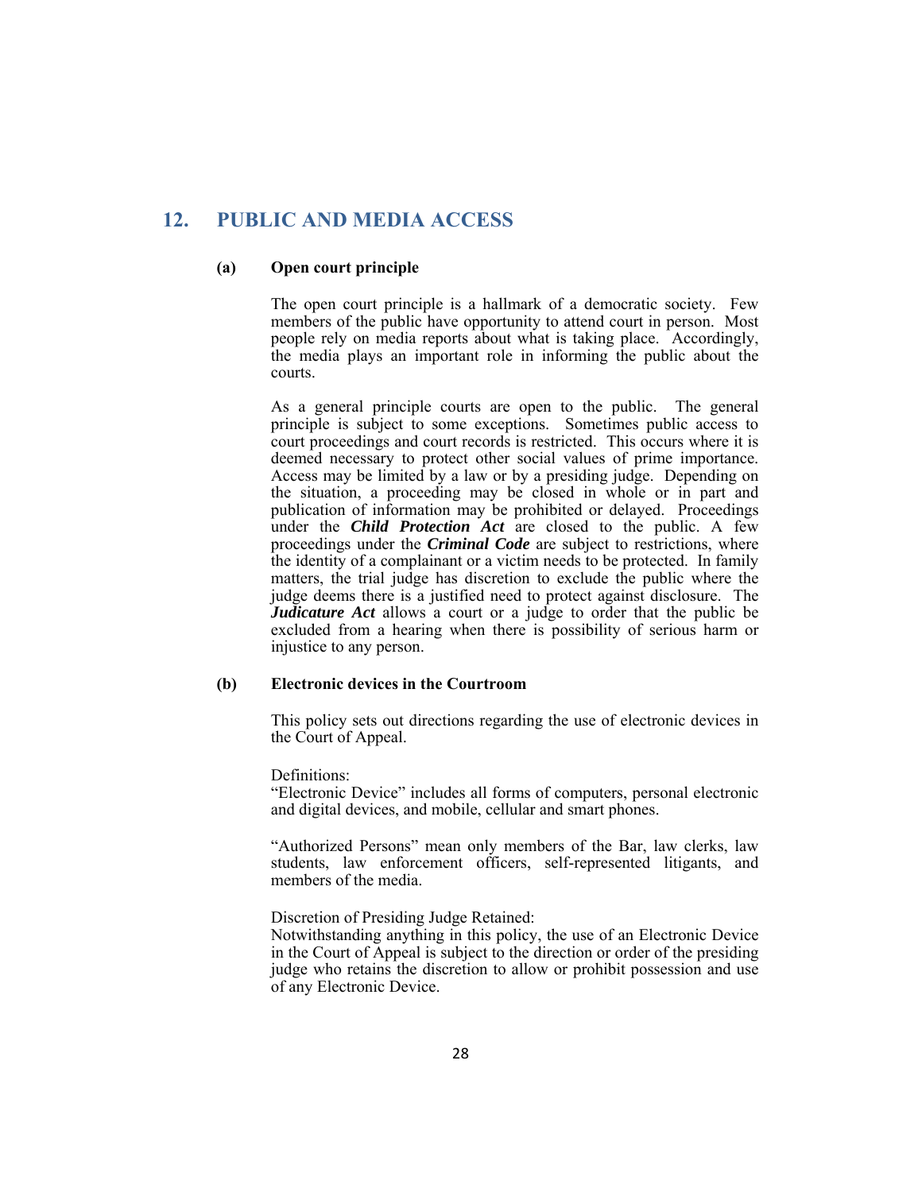## 12. PUBLIC AND MEDIA ACCESS

### (a) Open court principle

The open court principle is a hallmark of a democratic society. Few members of the public have opportunity to attend court in person. Most people rely on media reports about what is taking place. Accordingly, the media plays an important role in informing the public about the courts.

As a general principle courts are open to the public. The general principle is subject to some exceptions. Sometimes public access to court proceedings and court records is restricted. This occurs where it is deemed necessary to protect other social values of prime importance. Access may be limited by a law or by a presiding judge. Depending on the situation, a proceeding may be closed in whole or in part and publication of information may be prohibited or delayed. Proceedings under the ***Child Protection Act*** are closed to the public. A few proceedings under the ***Criminal Code*** are subject to restrictions, where the identity of a complainant or a victim needs to be protected. In family matters, the trial judge has discretion to exclude the public where the judge deems there is a justified need to protect against disclosure. The ***Judicature Act*** allows a court or a judge to order that the public be excluded from a hearing when there is possibility of serious harm or injustice to any person.

### (b) Electronic devices in the Courtroom

This policy sets out directions regarding the use of electronic devices in the Court of Appeal.

Definitions:
"Electronic Device" includes all forms of computers, personal electronic and digital devices, and mobile, cellular and smart phones.

"Authorized Persons" mean only members of the Bar, law clerks, law students, law enforcement officers, self-represented litigants, and members of the media.

Discretion of Presiding Judge Retained:
Notwithstanding anything in this policy, the use of an Electronic Device in the Court of Appeal is subject to the direction or order of the presiding judge who retains the discretion to allow or prohibit possession and use of any Electronic Device.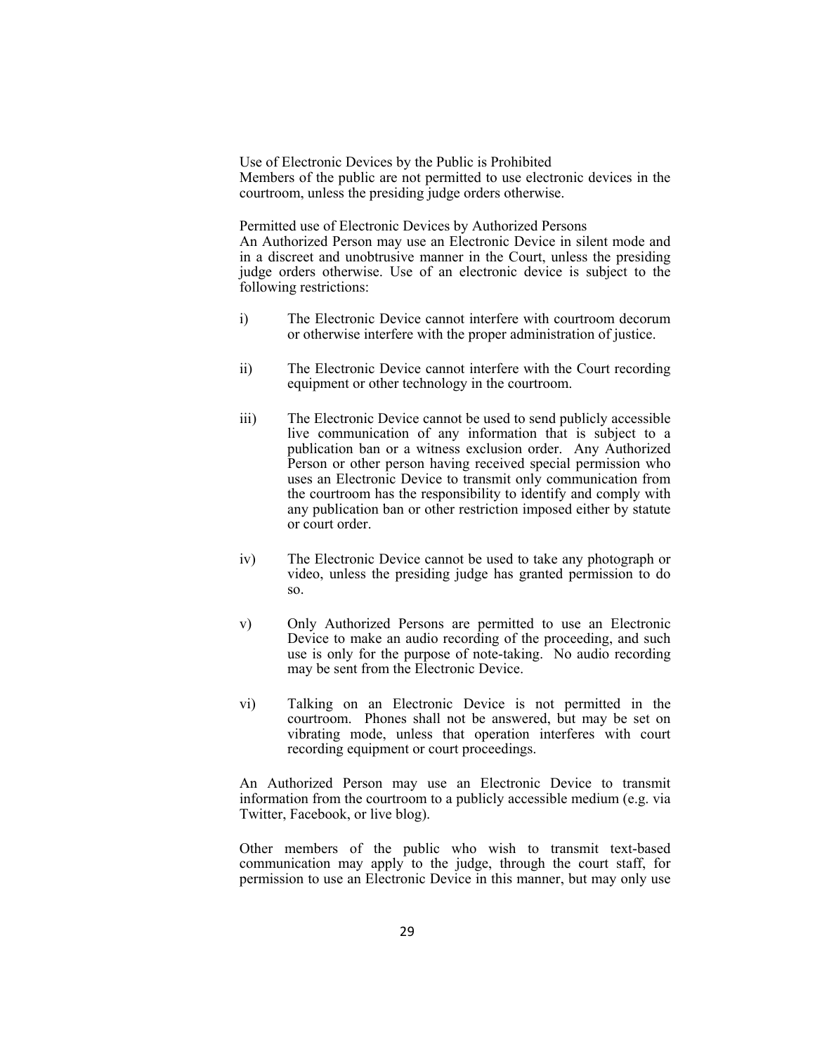Use of Electronic Devices by the Public is Prohibited

Members of the public are not permitted to use electronic devices in the courtroom, unless the presiding judge orders otherwise.

Permitted use of Electronic Devices by Authorized Persons

An Authorized Person may use an Electronic Device in silent mode and in a discreet and unobtrusive manner in the Court, unless the presiding judge orders otherwise. Use of an electronic device is subject to the following restrictions:

i) The Electronic Device cannot interfere with courtroom decorum or otherwise interfere with the proper administration of justice.

ii) The Electronic Device cannot interfere with the Court recording equipment or other technology in the courtroom.

iii) The Electronic Device cannot be used to send publicly accessible live communication of any information that is subject to a publication ban or a witness exclusion order. Any Authorized Person or other person having received special permission who uses an Electronic Device to transmit only communication from the courtroom has the responsibility to identify and comply with any publication ban or other restriction imposed either by statute or court order.

iv) The Electronic Device cannot be used to take any photograph or video, unless the presiding judge has granted permission to do so.

v) Only Authorized Persons are permitted to use an Electronic Device to make an audio recording of the proceeding, and such use is only for the purpose of note-taking. No audio recording may be sent from the Electronic Device.

vi) Talking on an Electronic Device is not permitted in the courtroom. Phones shall not be answered, but may be set on vibrating mode, unless that operation interferes with court recording equipment or court proceedings.

An Authorized Person may use an Electronic Device to transmit information from the courtroom to a publicly accessible medium (e.g. via Twitter, Facebook, or live blog).

Other members of the public who wish to transmit text-based communication may apply to the judge, through the court staff, for permission to use an Electronic Device in this manner, but may only use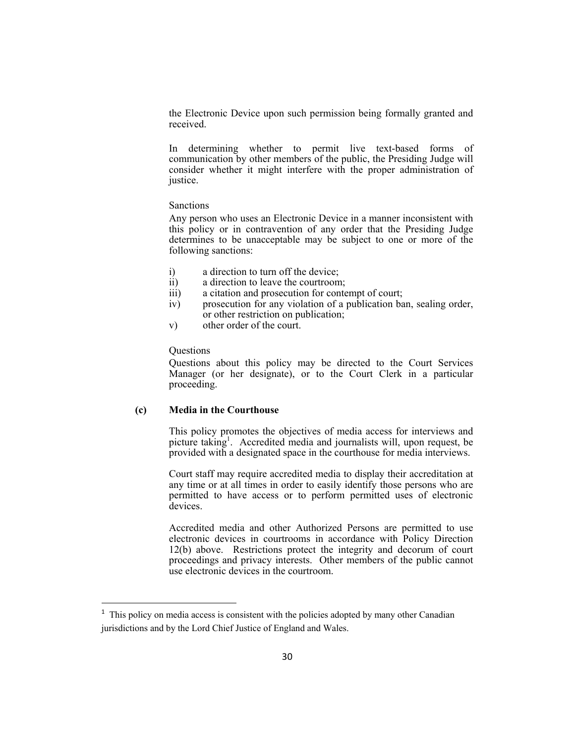the Electronic Device upon such permission being formally granted and received.

In determining whether to permit live text-based forms of communication by other members of the public, the Presiding Judge will consider whether it might interfere with the proper administration of justice.

Sanctions

Any person who uses an Electronic Device in a manner inconsistent with this policy or in contravention of any order that the Presiding Judge determines to be unacceptable may be subject to one or more of the following sanctions:

i) a direction to turn off the device;
ii) a direction to leave the courtroom;
iii) a citation and prosecution for contempt of court;
iv) prosecution for any violation of a publication ban, sealing order, or other restriction on publication;
v) other order of the court.

Questions

Questions about this policy may be directed to the Court Services Manager (or her designate), or to the Court Clerk in a particular proceeding.

**(c) Media in the Courthouse**

This policy promotes the objectives of media access for interviews and picture taking[1]. Accredited media and journalists will, upon request, be provided with a designated space in the courthouse for media interviews.

Court staff may require accredited media to display their accreditation at any time or at all times in order to easily identify those persons who are permitted to have access or to perform permitted uses of electronic devices.

Accredited media and other Authorized Persons are permitted to use electronic devices in courtrooms in accordance with Policy Direction 12(b) above. Restrictions protect the integrity and decorum of court proceedings and privacy interests. Other members of the public cannot use electronic devices in the courtroom.

---

[1] This policy on media access is consistent with the policies adopted by many other Canadian jurisdictions and by the Lord Chief Justice of England and Wales.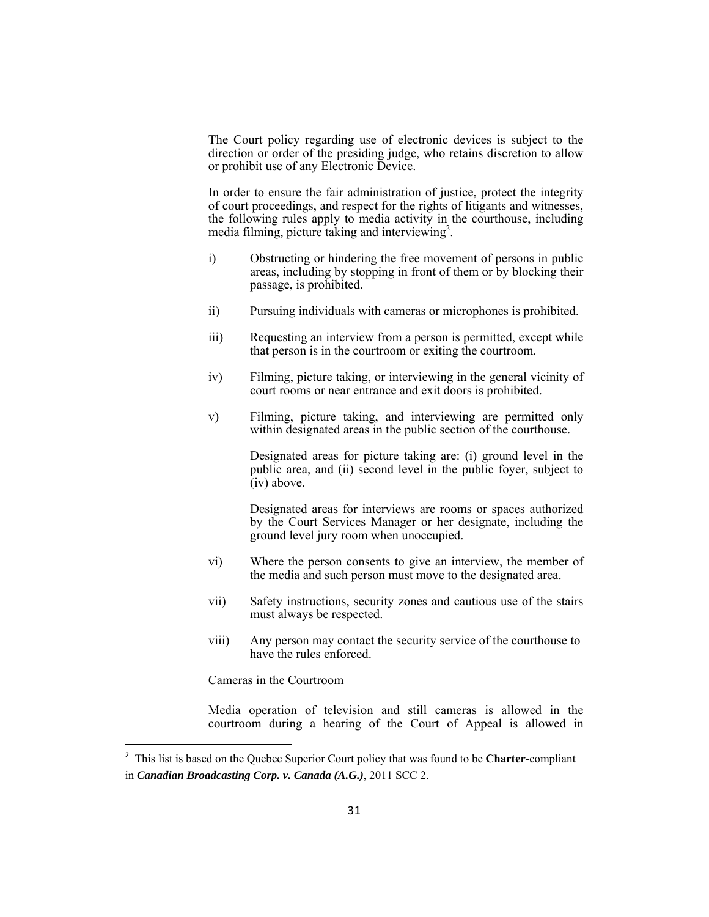The Court policy regarding use of electronic devices is subject to the direction or order of the presiding judge, who retains discretion to allow or prohibit use of any Electronic Device.

In order to ensure the fair administration of justice, protect the integrity of court proceedings, and respect for the rights of litigants and witnesses, the following rules apply to media activity in the courthouse, including media filming, picture taking and interviewing[2].

i) Obstructing or hindering the free movement of persons in public areas, including by stopping in front of them or by blocking their passage, is prohibited.

ii) Pursuing individuals with cameras or microphones is prohibited.

iii) Requesting an interview from a person is permitted, except while that person is in the courtroom or exiting the courtroom.

iv) Filming, picture taking, or interviewing in the general vicinity of court rooms or near entrance and exit doors is prohibited.

v) Filming, picture taking, and interviewing are permitted only within designated areas in the public section of the courthouse.

   Designated areas for picture taking are: (i) ground level in the public area, and (ii) second level in the public foyer, subject to (iv) above.

   Designated areas for interviews are rooms or spaces authorized by the Court Services Manager or her designate, including the ground level jury room when unoccupied.

vi) Where the person consents to give an interview, the member of the media and such person must move to the designated area.

vii) Safety instructions, security zones and cautious use of the stairs must always be respected.

viii) Any person may contact the security service of the courthouse to have the rules enforced.

Cameras in the Courtroom

Media operation of television and still cameras is allowed in the courtroom during a hearing of the Court of Appeal is allowed in

[2] This list is based on the Quebec Superior Court policy that was found to be **Charter**-compliant in ***Canadian Broadcasting Corp. v. Canada (A.G.)***, 2011 SCC 2.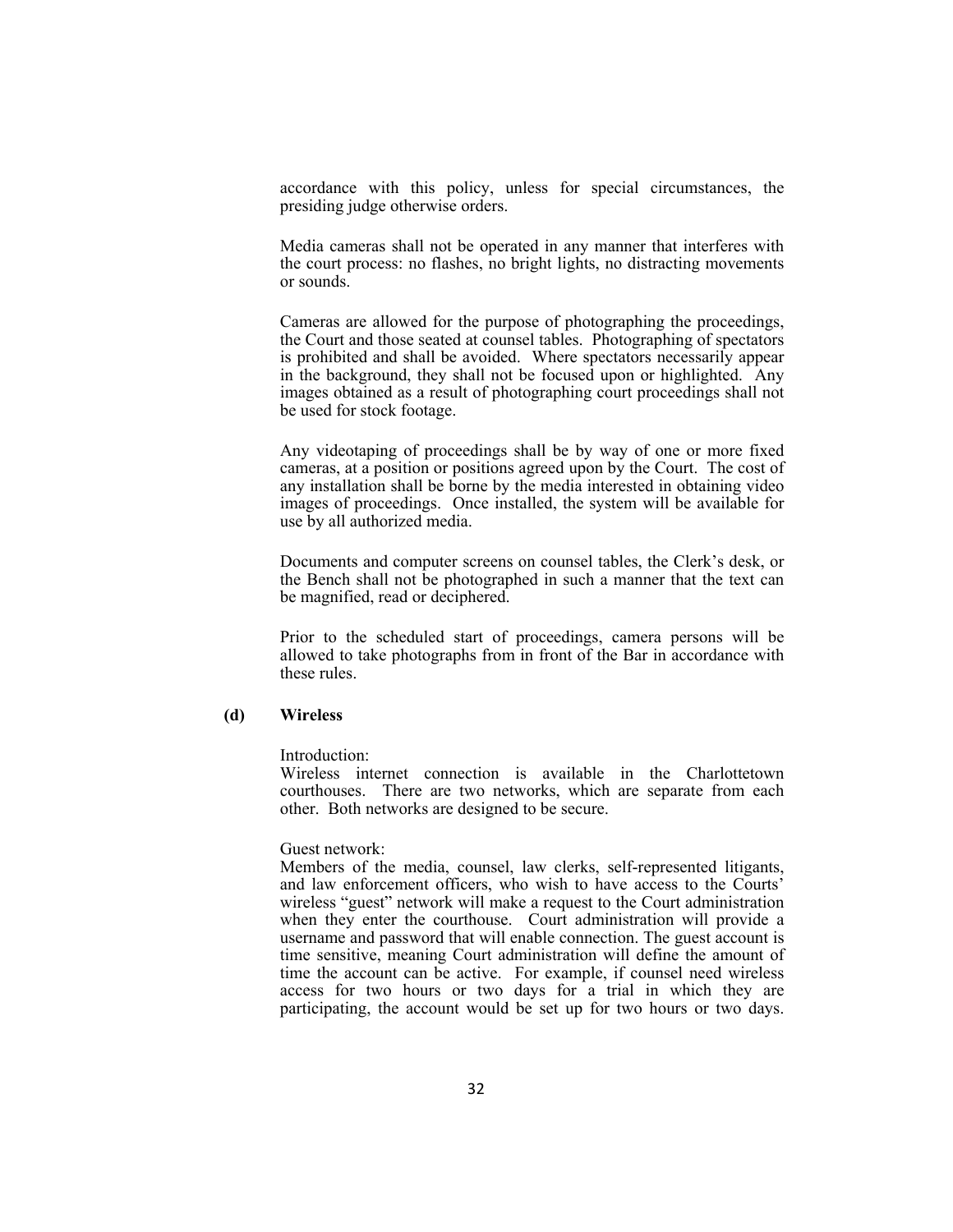accordance with this policy, unless for special circumstances, the presiding judge otherwise orders.

Media cameras shall not be operated in any manner that interferes with the court process: no flashes, no bright lights, no distracting movements or sounds.

Cameras are allowed for the purpose of photographing the proceedings, the Court and those seated at counsel tables. Photographing of spectators is prohibited and shall be avoided. Where spectators necessarily appear in the background, they shall not be focused upon or highlighted. Any images obtained as a result of photographing court proceedings shall not be used for stock footage.

Any videotaping of proceedings shall be by way of one or more fixed cameras, at a position or positions agreed upon by the Court. The cost of any installation shall be borne by the media interested in obtaining video images of proceedings. Once installed, the system will be available for use by all authorized media.

Documents and computer screens on counsel tables, the Clerk's desk, or the Bench shall not be photographed in such a manner that the text can be magnified, read or deciphered.

Prior to the scheduled start of proceedings, camera persons will be allowed to take photographs from in front of the Bar in accordance with these rules.

**(d) Wireless**

Introduction:
Wireless internet connection is available in the Charlottetown courthouses. There are two networks, which are separate from each other. Both networks are designed to be secure.

Guest network:
Members of the media, counsel, law clerks, self-represented litigants, and law enforcement officers, who wish to have access to the Courts' wireless "guest" network will make a request to the Court administration when they enter the courthouse. Court administration will provide a username and password that will enable connection. The guest account is time sensitive, meaning Court administration will define the amount of time the account can be active. For example, if counsel need wireless access for two hours or two days for a trial in which they are participating, the account would be set up for two hours or two days.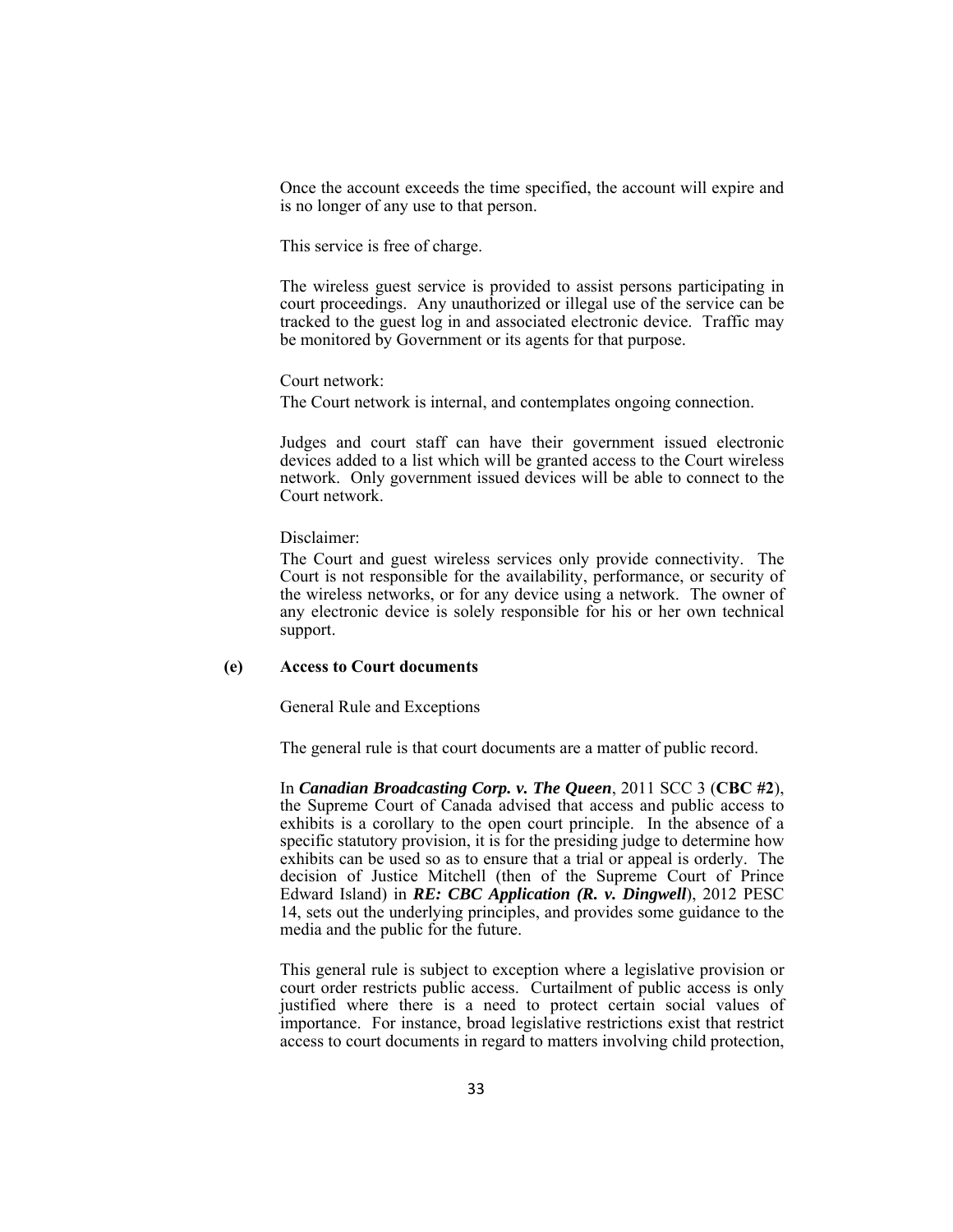Once the account exceeds the time specified, the account will expire and is no longer of any use to that person.

This service is free of charge.

The wireless guest service is provided to assist persons participating in court proceedings. Any unauthorized or illegal use of the service can be tracked to the guest log in and associated electronic device. Traffic may be monitored by Government or its agents for that purpose.

Court network:

The Court network is internal, and contemplates ongoing connection.

Judges and court staff can have their government issued electronic devices added to a list which will be granted access to the Court wireless network. Only government issued devices will be able to connect to the Court network.

Disclaimer:

The Court and guest wireless services only provide connectivity. The Court is not responsible for the availability, performance, or security of the wireless networks, or for any device using a network. The owner of any electronic device is solely responsible for his or her own technical support.

**(e) Access to Court documents**

General Rule and Exceptions

The general rule is that court documents are a matter of public record.

In ***Canadian Broadcasting Corp. v. The Queen***, 2011 SCC 3 (**CBC #2**), the Supreme Court of Canada advised that access and public access to exhibits is a corollary to the open court principle. In the absence of a specific statutory provision, it is for the presiding judge to determine how exhibits can be used so as to ensure that a trial or appeal is orderly. The decision of Justice Mitchell (then of the Supreme Court of Prince Edward Island) in ***RE: CBC Application (R. v. Dingwell***), 2012 PESC 14, sets out the underlying principles, and provides some guidance to the media and the public for the future.

This general rule is subject to exception where a legislative provision or court order restricts public access. Curtailment of public access is only justified where there is a need to protect certain social values of importance. For instance, broad legislative restrictions exist that restrict access to court documents in regard to matters involving child protection,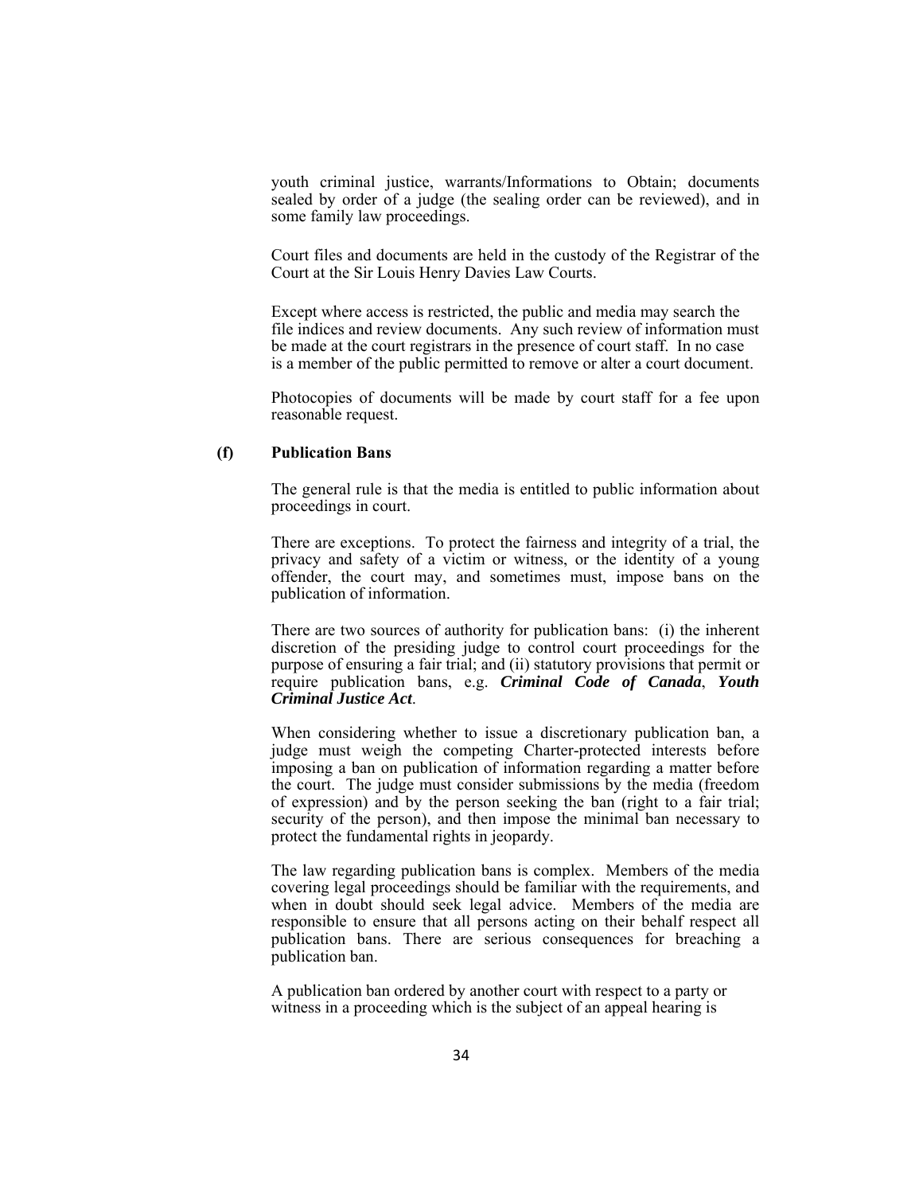youth criminal justice, warrants/Informations to Obtain; documents sealed by order of a judge (the sealing order can be reviewed), and in some family law proceedings.

Court files and documents are held in the custody of the Registrar of the Court at the Sir Louis Henry Davies Law Courts.

Except where access is restricted, the public and media may search the file indices and review documents. Any such review of information must be made at the court registrars in the presence of court staff. In no case is a member of the public permitted to remove or alter a court document.

Photocopies of documents will be made by court staff for a fee upon reasonable request.

### (f) Publication Bans

The general rule is that the media is entitled to public information about proceedings in court.

There are exceptions. To protect the fairness and integrity of a trial, the privacy and safety of a victim or witness, or the identity of a young offender, the court may, and sometimes must, impose bans on the publication of information.

There are two sources of authority for publication bans: (i) the inherent discretion of the presiding judge to control court proceedings for the purpose of ensuring a fair trial; and (ii) statutory provisions that permit or require publication bans, e.g. ***Criminal Code of Canada***, ***Youth Criminal Justice Act***.

When considering whether to issue a discretionary publication ban, a judge must weigh the competing Charter-protected interests before imposing a ban on publication of information regarding a matter before the court. The judge must consider submissions by the media (freedom of expression) and by the person seeking the ban (right to a fair trial; security of the person), and then impose the minimal ban necessary to protect the fundamental rights in jeopardy.

The law regarding publication bans is complex. Members of the media covering legal proceedings should be familiar with the requirements, and when in doubt should seek legal advice. Members of the media are responsible to ensure that all persons acting on their behalf respect all publication bans. There are serious consequences for breaching a publication ban.

A publication ban ordered by another court with respect to a party or witness in a proceeding which is the subject of an appeal hearing is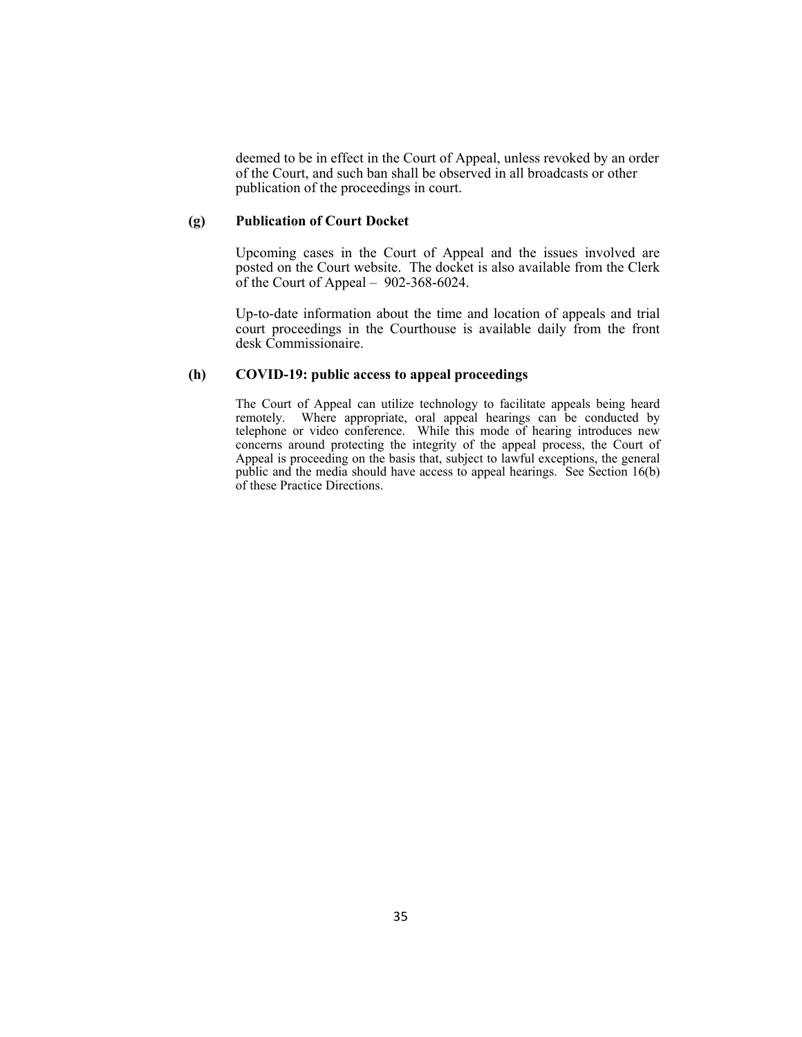deemed to be in effect in the Court of Appeal, unless revoked by an order of the Court, and such ban shall be observed in all broadcasts or other publication of the proceedings in court.

**(g) Publication of Court Docket**

Upcoming cases in the Court of Appeal and the issues involved are posted on the Court website. The docket is also available from the Clerk of the Court of Appeal – 902-368-6024.

Up-to-date information about the time and location of appeals and trial court proceedings in the Courthouse is available daily from the front desk Commissionaire.

**(h) COVID-19: public access to appeal proceedings**

The Court of Appeal can utilize technology to facilitate appeals being heard remotely. Where appropriate, oral appeal hearings can be conducted by telephone or video conference. While this mode of hearing introduces new concerns around protecting the integrity of the appeal process, the Court of Appeal is proceeding on the basis that, subject to lawful exceptions, the general public and the media should have access to appeal hearings. See Section 16(b) of these Practice Directions.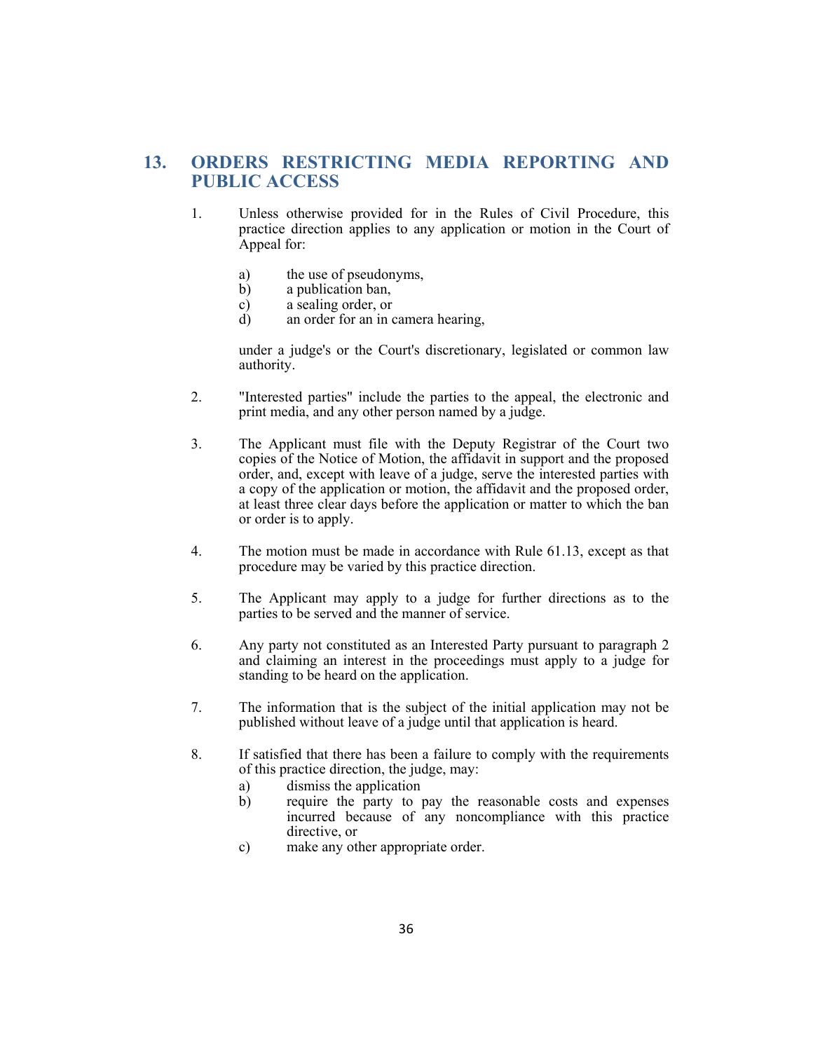## 13. ORDERS RESTRICTING MEDIA REPORTING AND PUBLIC ACCESS

1. Unless otherwise provided for in the Rules of Civil Procedure, this practice direction applies to any application or motion in the Court of Appeal for:

   a) the use of pseudonyms,
   b) a publication ban,
   c) a sealing order, or
   d) an order for an in camera hearing,

   under a judge's or the Court's discretionary, legislated or common law authority.

2. "Interested parties" include the parties to the appeal, the electronic and print media, and any other person named by a judge.

3. The Applicant must file with the Deputy Registrar of the Court two copies of the Notice of Motion, the affidavit in support and the proposed order, and, except with leave of a judge, serve the interested parties with a copy of the application or motion, the affidavit and the proposed order, at least three clear days before the application or matter to which the ban or order is to apply.

4. The motion must be made in accordance with Rule 61.13, except as that procedure may be varied by this practice direction.

5. The Applicant may apply to a judge for further directions as to the parties to be served and the manner of service.

6. Any party not constituted as an Interested Party pursuant to paragraph 2 and claiming an interest in the proceedings must apply to a judge for standing to be heard on the application.

7. The information that is the subject of the initial application may not be published without leave of a judge until that application is heard.

8. If satisfied that there has been a failure to comply with the requirements of this practice direction, the judge, may:
   a) dismiss the application
   b) require the party to pay the reasonable costs and expenses incurred because of any noncompliance with this practice directive, or
   c) make any other appropriate order.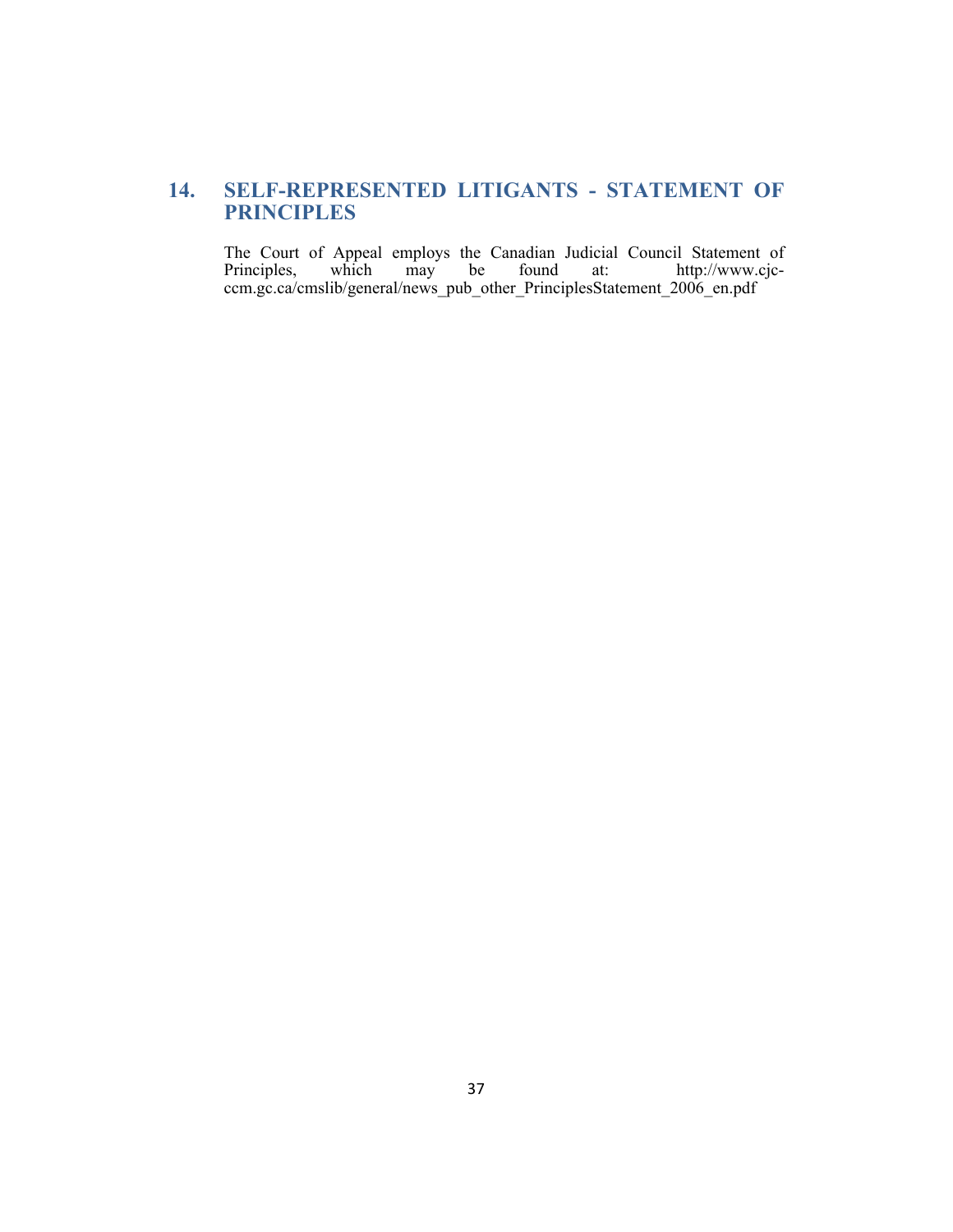## 14. SELF-REPRESENTED LITIGANTS - STATEMENT OF PRINCIPLES

The Court of Appeal employs the Canadian Judicial Council Statement of Principles, which may be found at: http://www.cjc-ccm.gc.ca/cmslib/general/news_pub_other_PrinciplesStatement_2006_en.pdf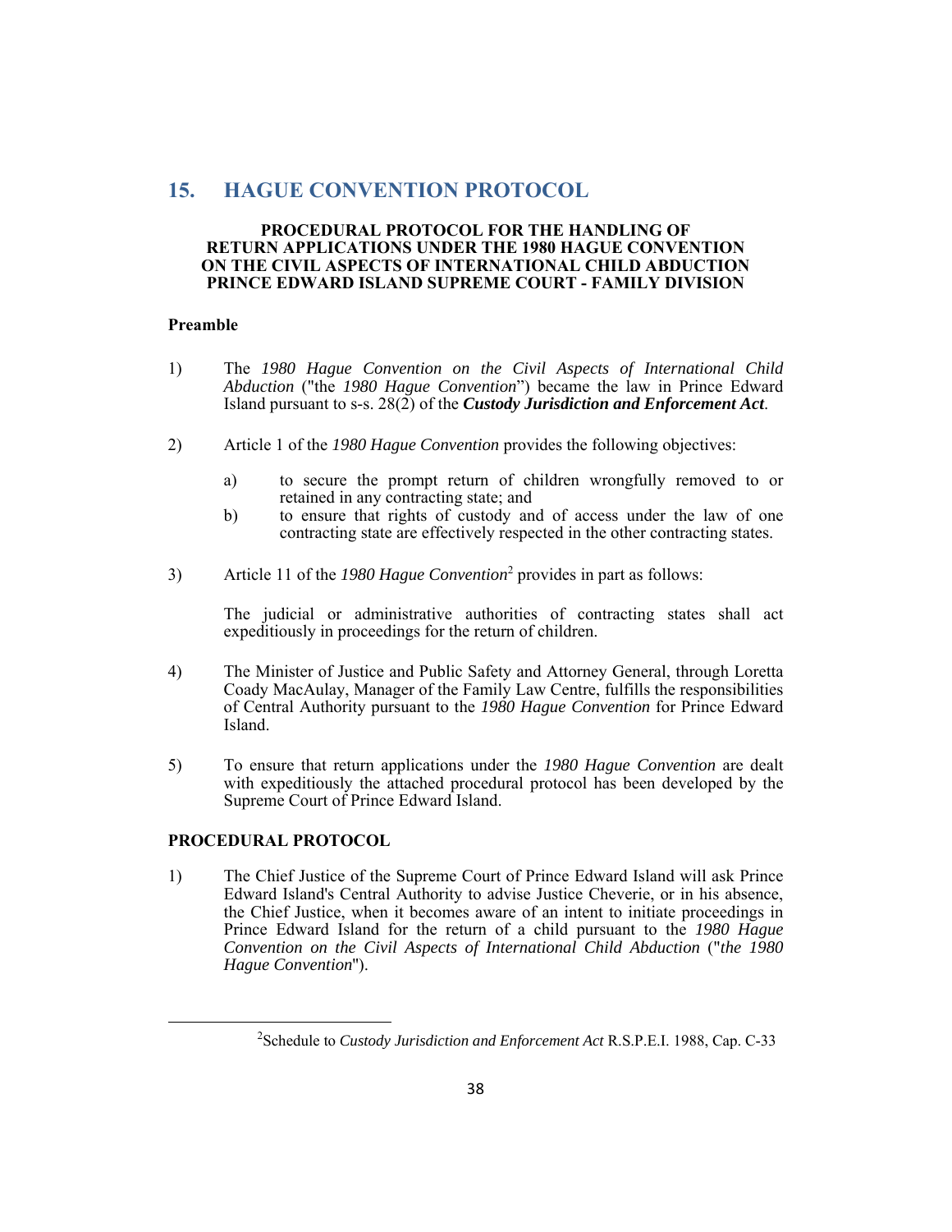## 15. HAGUE CONVENTION PROTOCOL

**PROCEDURAL PROTOCOL FOR THE HANDLING OF RETURN APPLICATIONS UNDER THE 1980 HAGUE CONVENTION ON THE CIVIL ASPECTS OF INTERNATIONAL CHILD ABDUCTION PRINCE EDWARD ISLAND SUPREME COURT - FAMILY DIVISION**

**Preamble**

1) The *1980 Hague Convention on the Civil Aspects of International Child Abduction* ("the *1980 Hague Convention*") became the law in Prince Edward Island pursuant to s-s. 28(2) of the ***Custody Jurisdiction and Enforcement Act***.

2) Article 1 of the *1980 Hague Convention* provides the following objectives:

   a) to secure the prompt return of children wrongfully removed to or retained in any contracting state; and
   b) to ensure that rights of custody and of access under the law of one contracting state are effectively respected in the other contracting states.

3) Article 11 of the *1980 Hague Convention*[2] provides in part as follows:

   The judicial or administrative authorities of contracting states shall act expeditiously in proceedings for the return of children.

4) The Minister of Justice and Public Safety and Attorney General, through Loretta Coady MacAulay, Manager of the Family Law Centre, fulfills the responsibilities of Central Authority pursuant to the *1980 Hague Convention* for Prince Edward Island.

5) To ensure that return applications under the *1980 Hague Convention* are dealt with expeditiously the attached procedural protocol has been developed by the Supreme Court of Prince Edward Island.

**PROCEDURAL PROTOCOL**

1) The Chief Justice of the Supreme Court of Prince Edward Island will ask Prince Edward Island's Central Authority to advise Justice Cheverie, or in his absence, the Chief Justice, when it becomes aware of an intent to initiate proceedings in Prince Edward Island for the return of a child pursuant to the *1980 Hague Convention on the Civil Aspects of International Child Abduction* ("*the 1980 Hague Convention*").

---

[2] Schedule to *Custody Jurisdiction and Enforcement Act* R.S.P.E.I. 1988, Cap. C-33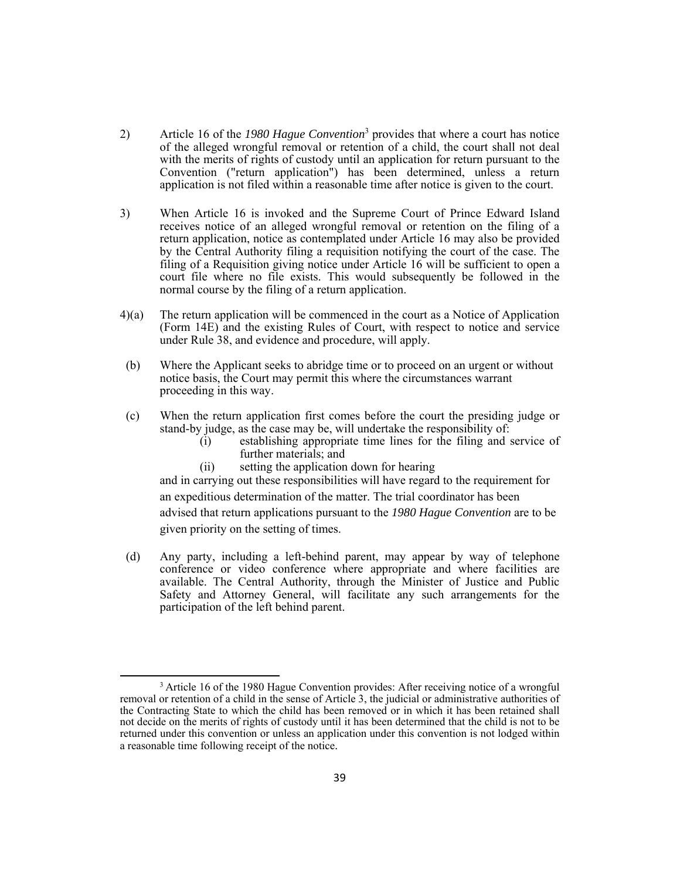2) Article 16 of the *1980 Hague Convention*[3] provides that where a court has notice of the alleged wrongful removal or retention of a child, the court shall not deal with the merits of rights of custody until an application for return pursuant to the Convention ("return application") has been determined, unless a return application is not filed within a reasonable time after notice is given to the court.

3) When Article 16 is invoked and the Supreme Court of Prince Edward Island receives notice of an alleged wrongful removal or retention on the filing of a return application, notice as contemplated under Article 16 may also be provided by the Central Authority filing a requisition notifying the court of the case. The filing of a Requisition giving notice under Article 16 will be sufficient to open a court file where no file exists. This would subsequently be followed in the normal course by the filing of a return application.

4)(a) The return application will be commenced in the court as a Notice of Application (Form 14E) and the existing Rules of Court, with respect to notice and service under Rule 38, and evidence and procedure, will apply.

(b) Where the Applicant seeks to abridge time or to proceed on an urgent or without notice basis, the Court may permit this where the circumstances warrant proceeding in this way.

(c) When the return application first comes before the court the presiding judge or stand-by judge, as the case may be, will undertake the responsibility of:

- (i) establishing appropriate time lines for the filing and service of further materials; and
- (ii) setting the application down for hearing

and in carrying out these responsibilities will have regard to the requirement for an expeditious determination of the matter. The trial coordinator has been advised that return applications pursuant to the *1980 Hague Convention* are to be given priority on the setting of times.

(d) Any party, including a left-behind parent, may appear by way of telephone conference or video conference where appropriate and where facilities are available. The Central Authority, through the Minister of Justice and Public Safety and Attorney General, will facilitate any such arrangements for the participation of the left behind parent.

---

[3] Article 16 of the 1980 Hague Convention provides: After receiving notice of a wrongful removal or retention of a child in the sense of Article 3, the judicial or administrative authorities of the Contracting State to which the child has been removed or in which it has been retained shall not decide on the merits of rights of custody until it has been determined that the child is not to be returned under this convention or unless an application under this convention is not lodged within a reasonable time following receipt of the notice.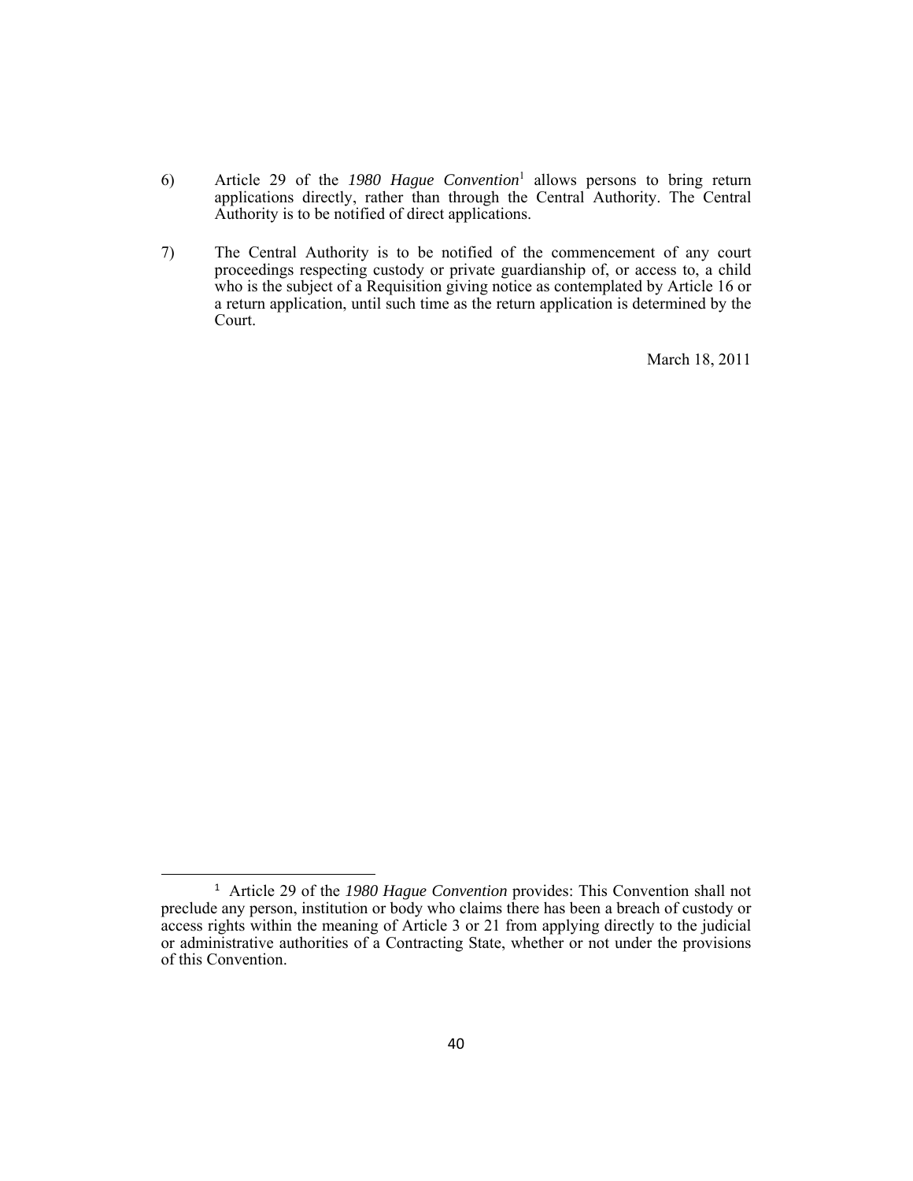6) Article 29 of the *1980 Hague Convention*[1] allows persons to bring return applications directly, rather than through the Central Authority. The Central Authority is to be notified of direct applications.

7) The Central Authority is to be notified of the commencement of any court proceedings respecting custody or private guardianship of, or access to, a child who is the subject of a Requisition giving notice as contemplated by Article 16 or a return application, until such time as the return application is determined by the Court.

March 18, 2011

---

[1] Article 29 of the *1980 Hague Convention* provides: This Convention shall not preclude any person, institution or body who claims there has been a breach of custody or access rights within the meaning of Article 3 or 21 from applying directly to the judicial or administrative authorities of a Contracting State, whether or not under the provisions of this Convention.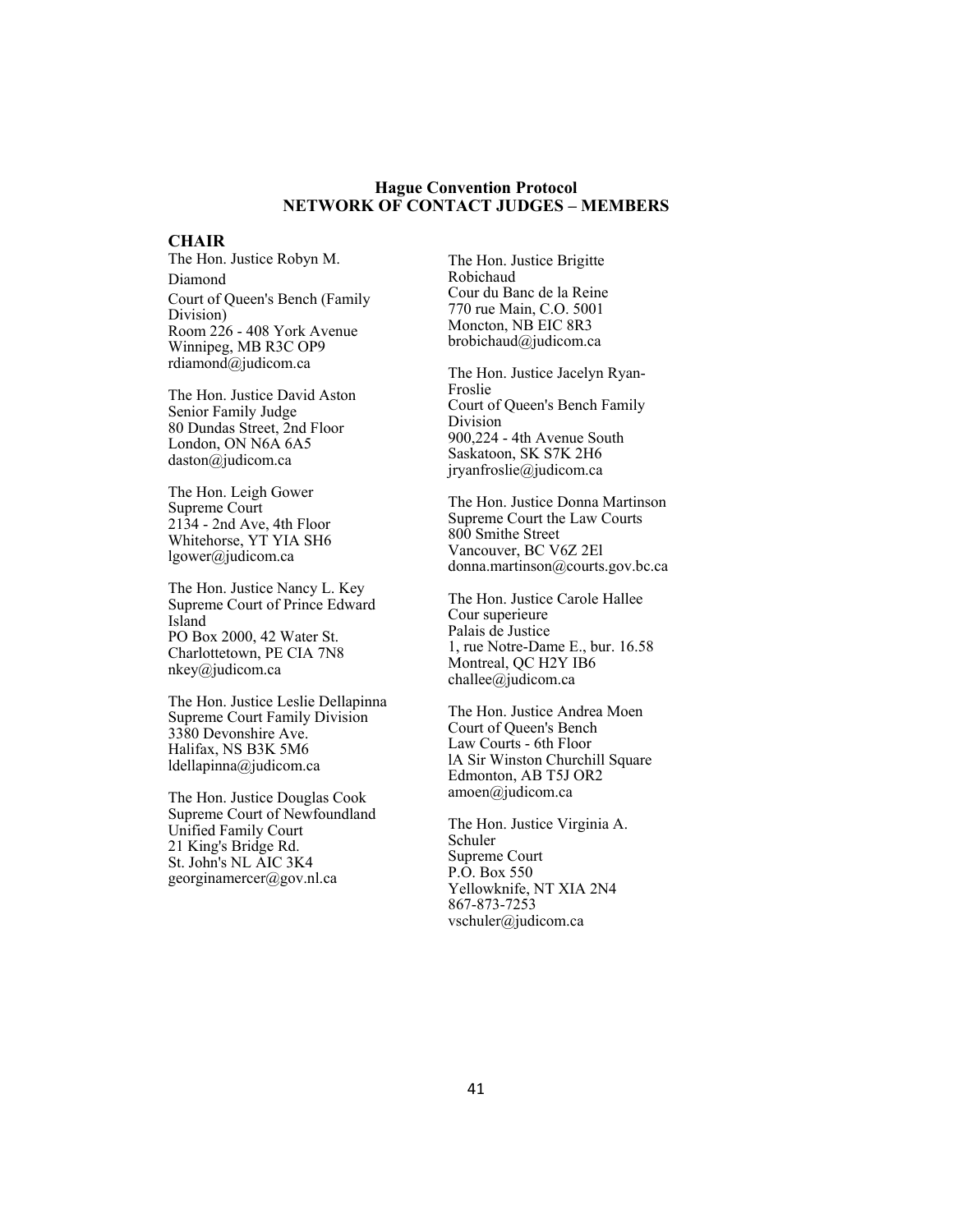**Hague Convention Protocol**
**NETWORK OF CONTACT JUDGES – MEMBERS**

## CHAIR

The Hon. Justice Robyn M. Diamond
Court of Queen's Bench (Family Division)
Room 226 - 408 York Avenue
Winnipeg, MB R3C OP9
rdiamond@judicom.ca

The Hon. Justice David Aston
Senior Family Judge
80 Dundas Street, 2nd Floor
London, ON N6A 6A5
daston@judicom.ca

The Hon. Leigh Gower
Supreme Court
2134 - 2nd Ave, 4th Floor
Whitehorse, YT YIA SH6
lgower@judicom.ca

The Hon. Justice Nancy L. Key
Supreme Court of Prince Edward Island
PO Box 2000, 42 Water St.
Charlottetown, PE CIA 7N8
nkey@judicom.ca

The Hon. Justice Leslie Dellapinna
Supreme Court Family Division
3380 Devonshire Ave.
Halifax, NS B3K 5M6
ldellapinna@judicom.ca

The Hon. Justice Douglas Cook
Supreme Court of Newfoundland
Unified Family Court
21 King's Bridge Rd.
St. John's NL AIC 3K4
georginamercer@gov.nl.ca

The Hon. Justice Brigitte Robichaud
Cour du Banc de la Reine
770 rue Main, C.O. 5001
Moncton, NB EIC 8R3
brobichaud@judicom.ca

The Hon. Justice Jacelyn Ryan-Froslie
Court of Queen's Bench Family Division
900,224 - 4th Avenue South
Saskatoon, SK S7K 2H6
jryanfroslie@judicom.ca

The Hon. Justice Donna Martinson
Supreme Court the Law Courts
800 Smithe Street
Vancouver, BC V6Z 2El
donna.martinson@courts.gov.bc.ca

The Hon. Justice Carole Hallee
Cour superieure
Palais de Justice
1, rue Notre-Dame E., bur. 16.58
Montreal, QC H2Y IB6
challee@judicom.ca

The Hon. Justice Andrea Moen
Court of Queen's Bench
Law Courts - 6th Floor
lA Sir Winston Churchill Square
Edmonton, AB T5J OR2
amoen@judicom.ca

The Hon. Justice Virginia A. Schuler
Supreme Court
P.O. Box 550
Yellowknife, NT XIA 2N4
867-873-7253
vschuler@judicom.ca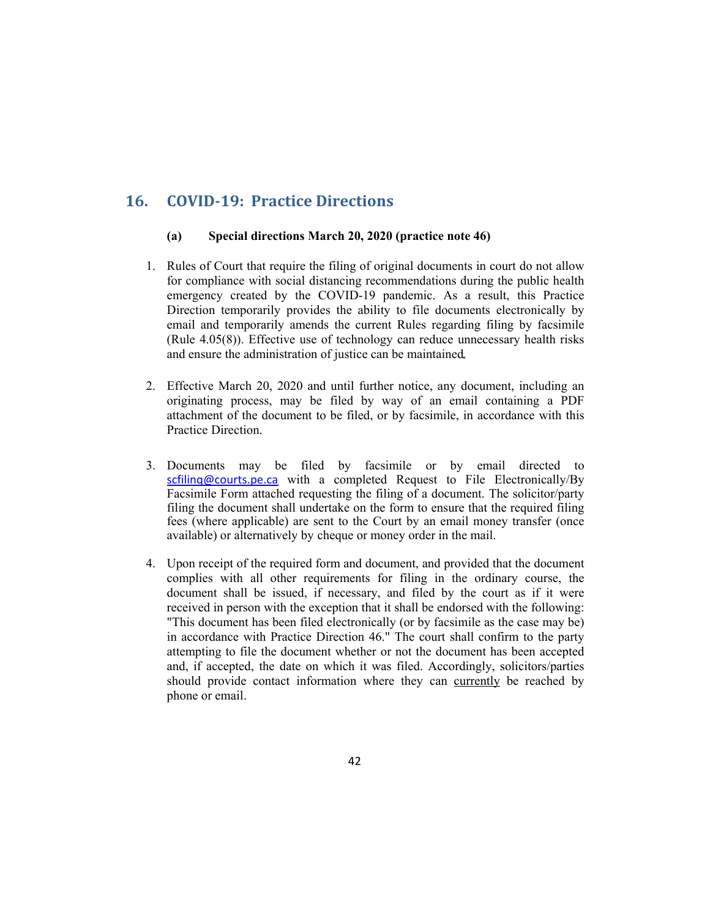## 16. COVID-19: Practice Directions

### (a) Special directions March 20, 2020 (practice note 46)

1. Rules of Court that require the filing of original documents in court do not allow for compliance with social distancing recommendations during the public health emergency created by the COVID-19 pandemic. As a result, this Practice Direction temporarily provides the ability to file documents electronically by email and temporarily amends the current Rules regarding filing by facsimile (Rule 4.05(8)). Effective use of technology can reduce unnecessary health risks and ensure the administration of justice can be maintained.

2. Effective March 20, 2020 and until further notice, any document, including an originating process, may be filed by way of an email containing a PDF attachment of the document to be filed, or by facsimile, in accordance with this Practice Direction.

3. Documents may be filed by facsimile or by email directed to scfiling@courts.pe.ca with a completed Request to File Electronically/By Facsimile Form attached requesting the filing of a document. The solicitor/party filing the document shall undertake on the form to ensure that the required filing fees (where applicable) are sent to the Court by an email money transfer (once available) or alternatively by cheque or money order in the mail.

4. Upon receipt of the required form and document, and provided that the document complies with all other requirements for filing in the ordinary course, the document shall be issued, if necessary, and filed by the court as if it were received in person with the exception that it shall be endorsed with the following: "This document has been filed electronically (or by facsimile as the case may be) in accordance with Practice Direction 46." The court shall confirm to the party attempting to file the document whether or not the document has been accepted and, if accepted, the date on which it was filed. Accordingly, solicitors/parties should provide contact information where they can currently be reached by phone or email.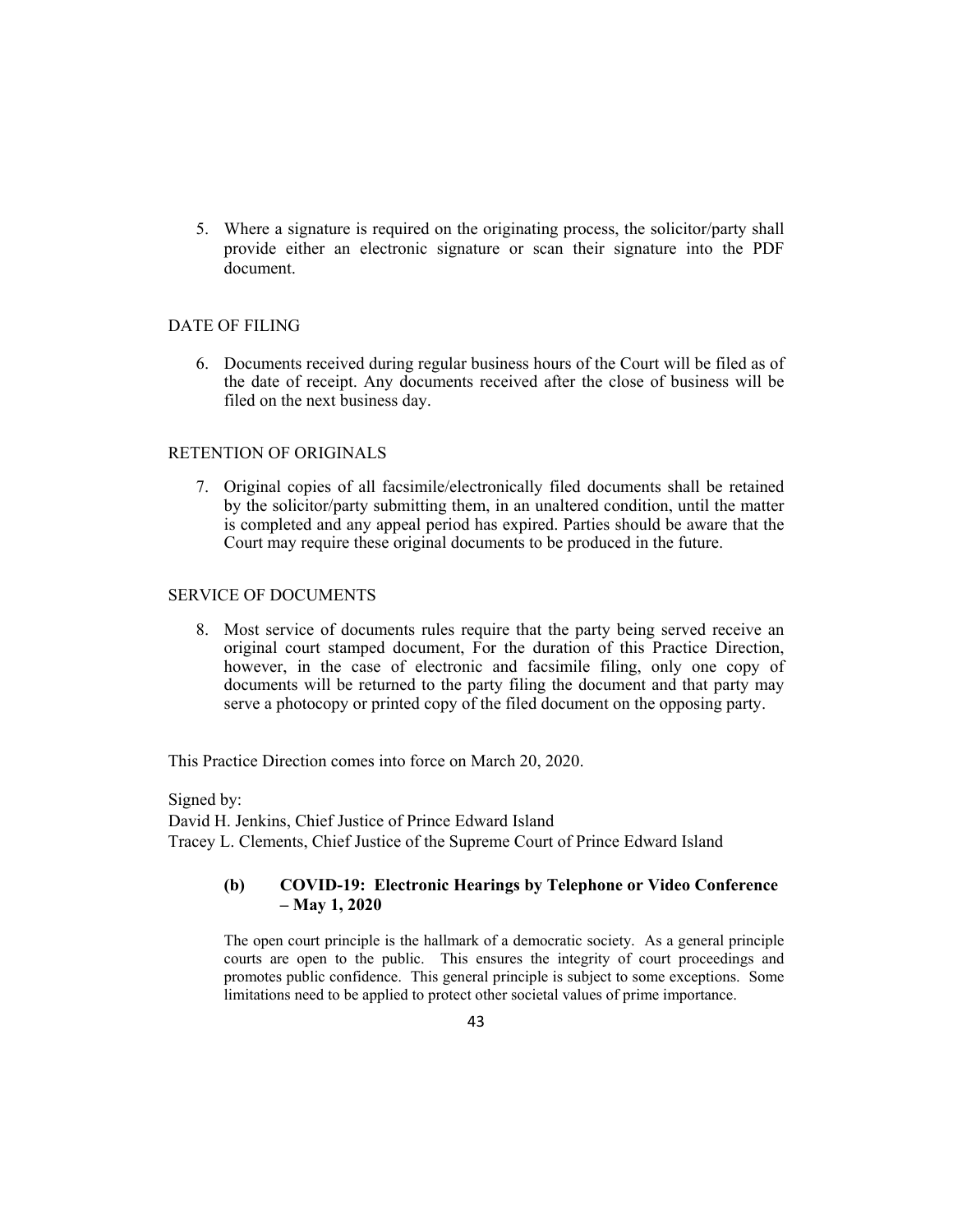5. Where a signature is required on the originating process, the solicitor/party shall provide either an electronic signature or scan their signature into the PDF document.

DATE OF FILING

6. Documents received during regular business hours of the Court will be filed as of the date of receipt. Any documents received after the close of business will be filed on the next business day.

RETENTION OF ORIGINALS

7. Original copies of all facsimile/electronically filed documents shall be retained by the solicitor/party submitting them, in an unaltered condition, until the matter is completed and any appeal period has expired. Parties should be aware that the Court may require these original documents to be produced in the future.

SERVICE OF DOCUMENTS

8. Most service of documents rules require that the party being served receive an original court stamped document, For the duration of this Practice Direction, however, in the case of electronic and facsimile filing, only one copy of documents will be returned to the party filing the document and that party may serve a photocopy or printed copy of the filed document on the opposing party.

This Practice Direction comes into force on March 20, 2020.

Signed by:
David H. Jenkins, Chief Justice of Prince Edward Island
Tracey L. Clements, Chief Justice of the Supreme Court of Prince Edward Island

### (b) COVID-19: Electronic Hearings by Telephone or Video Conference – May 1, 2020

The open court principle is the hallmark of a democratic society. As a general principle courts are open to the public. This ensures the integrity of court proceedings and promotes public confidence. This general principle is subject to some exceptions. Some limitations need to be applied to protect other societal values of prime importance.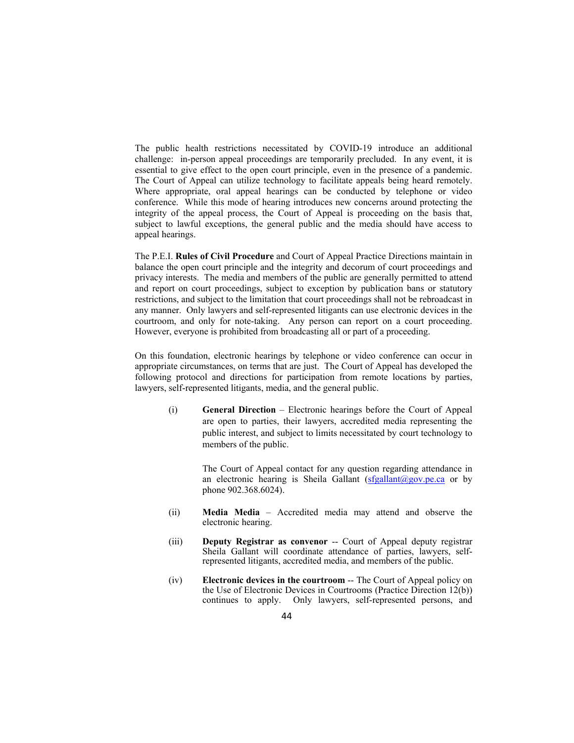The public health restrictions necessitated by COVID-19 introduce an additional challenge: in-person appeal proceedings are temporarily precluded. In any event, it is essential to give effect to the open court principle, even in the presence of a pandemic. The Court of Appeal can utilize technology to facilitate appeals being heard remotely. Where appropriate, oral appeal hearings can be conducted by telephone or video conference. While this mode of hearing introduces new concerns around protecting the integrity of the appeal process, the Court of Appeal is proceeding on the basis that, subject to lawful exceptions, the general public and the media should have access to appeal hearings.

The P.E.I. **Rules of Civil Procedure** and Court of Appeal Practice Directions maintain in balance the open court principle and the integrity and decorum of court proceedings and privacy interests. The media and members of the public are generally permitted to attend and report on court proceedings, subject to exception by publication bans or statutory restrictions, and subject to the limitation that court proceedings shall not be rebroadcast in any manner. Only lawyers and self-represented litigants can use electronic devices in the courtroom, and only for note-taking. Any person can report on a court proceeding. However, everyone is prohibited from broadcasting all or part of a proceeding.

On this foundation, electronic hearings by telephone or video conference can occur in appropriate circumstances, on terms that are just. The Court of Appeal has developed the following protocol and directions for participation from remote locations by parties, lawyers, self-represented litigants, media, and the general public.

(i) **General Direction** – Electronic hearings before the Court of Appeal are open to parties, their lawyers, accredited media representing the public interest, and subject to limits necessitated by court technology to members of the public.

The Court of Appeal contact for any question regarding attendance in an electronic hearing is Sheila Gallant (sfgallant@gov.pe.ca or by phone 902.368.6024).

(ii) **Media Media** – Accredited media may attend and observe the electronic hearing.

(iii) **Deputy Registrar as convenor** -- Court of Appeal deputy registrar Sheila Gallant will coordinate attendance of parties, lawyers, self-represented litigants, accredited media, and members of the public.

(iv) **Electronic devices in the courtroom** -- The Court of Appeal policy on the Use of Electronic Devices in Courtrooms (Practice Direction 12(b)) continues to apply. Only lawyers, self-represented persons, and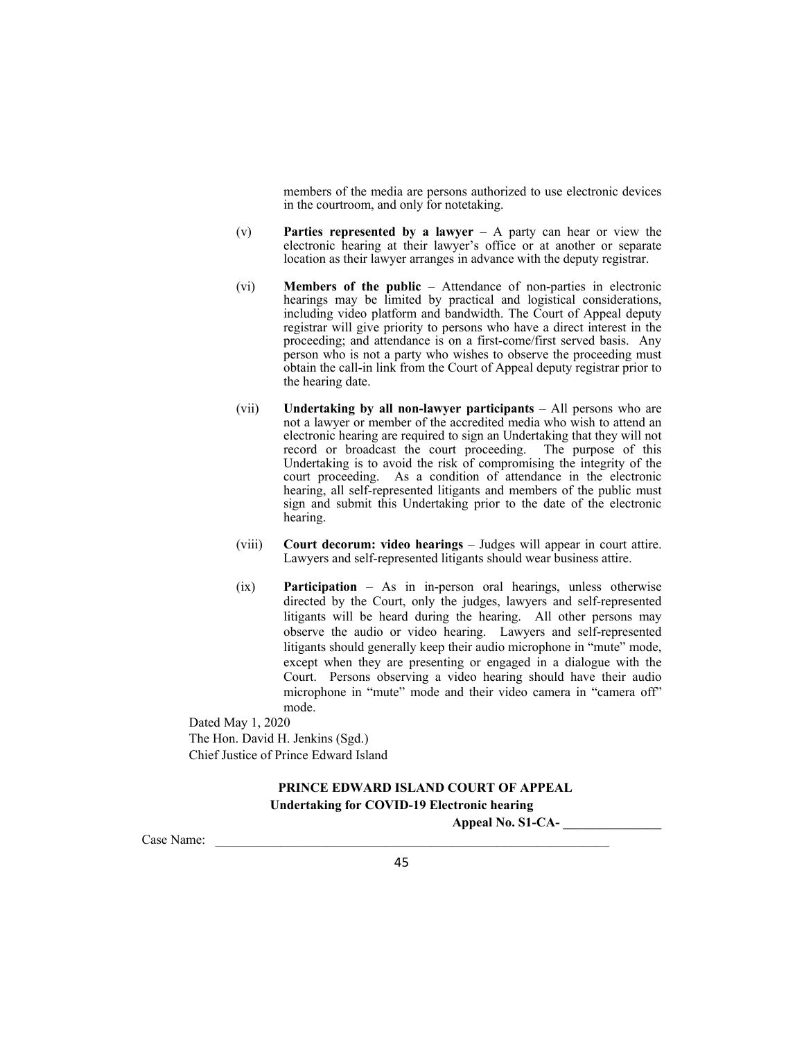members of the media are persons authorized to use electronic devices in the courtroom, and only for notetaking.

(v) **Parties represented by a lawyer** – A party can hear or view the electronic hearing at their lawyer's office or at another or separate location as their lawyer arranges in advance with the deputy registrar.

(vi) **Members of the public** – Attendance of non-parties in electronic hearings may be limited by practical and logistical considerations, including video platform and bandwidth. The Court of Appeal deputy registrar will give priority to persons who have a direct interest in the proceeding; and attendance is on a first-come/first served basis. Any person who is not a party who wishes to observe the proceeding must obtain the call-in link from the Court of Appeal deputy registrar prior to the hearing date.

(vii) **Undertaking by all non-lawyer participants** – All persons who are not a lawyer or member of the accredited media who wish to attend an electronic hearing are required to sign an Undertaking that they will not record or broadcast the court proceeding. The purpose of this Undertaking is to avoid the risk of compromising the integrity of the court proceeding. As a condition of attendance in the electronic hearing, all self-represented litigants and members of the public must sign and submit this Undertaking prior to the date of the electronic hearing.

(viii) **Court decorum: video hearings** – Judges will appear in court attire. Lawyers and self-represented litigants should wear business attire.

(ix) **Participation** – As in in-person oral hearings, unless otherwise directed by the Court, only the judges, lawyers and self-represented litigants will be heard during the hearing. All other persons may observe the audio or video hearing. Lawyers and self-represented litigants should generally keep their audio microphone in "mute" mode, except when they are presenting or engaged in a dialogue with the Court. Persons observing a video hearing should have their audio microphone in "mute" mode and their video camera in "camera off" mode.

Dated May 1, 2020
The Hon. David H. Jenkins (Sgd.)
Chief Justice of Prince Edward Island

**PRINCE EDWARD ISLAND COURT OF APPEAL**
**Undertaking for COVID-19 Electronic hearing**

**Appeal No. S1-CA- _______________**

Case Name: ______________________________________________________________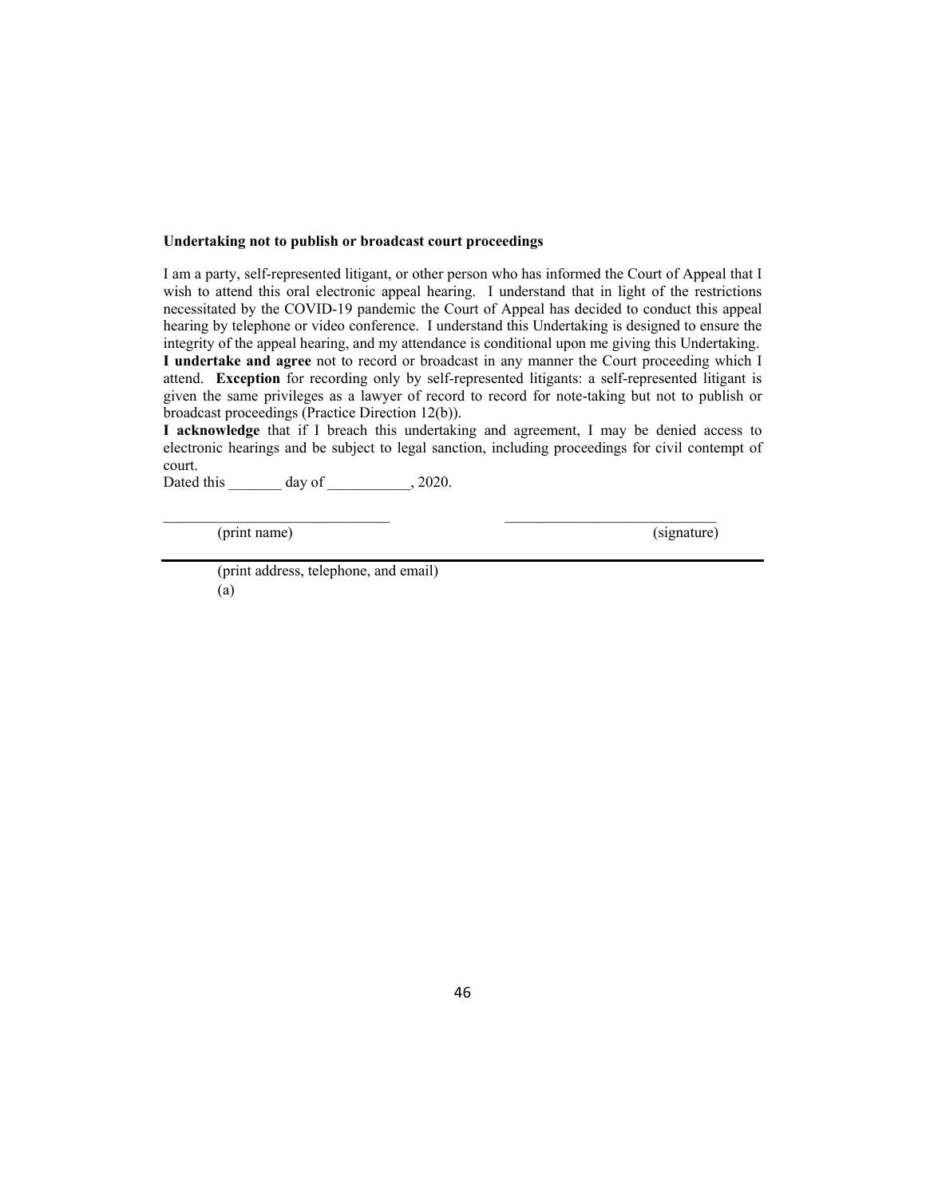**Undertaking not to publish or broadcast court proceedings**

I am a party, self-represented litigant, or other person who has informed the Court of Appeal that I wish to attend this oral electronic appeal hearing. I understand that in light of the restrictions necessitated by the COVID-19 pandemic the Court of Appeal has decided to conduct this appeal hearing by telephone or video conference. I understand this Undertaking is designed to ensure the integrity of the appeal hearing, and my attendance is conditional upon me giving this Undertaking.

**I undertake and agree** not to record or broadcast in any manner the Court proceeding which I attend. **Exception** for recording only by self-represented litigants: a self-represented litigant is given the same privileges as a lawyer of record to record for note-taking but not to publish or broadcast proceedings (Practice Direction 12(b)).

**I acknowledge** that if I breach this undertaking and agreement, I may be denied access to electronic hearings and be subject to legal sanction, including proceedings for civil contempt of court.

Dated this _______ day of ___________, 2020.

______________________________ ____________________________

(print name) (signature)

______________________________________________________________

(print address, telephone, and email)

(a)